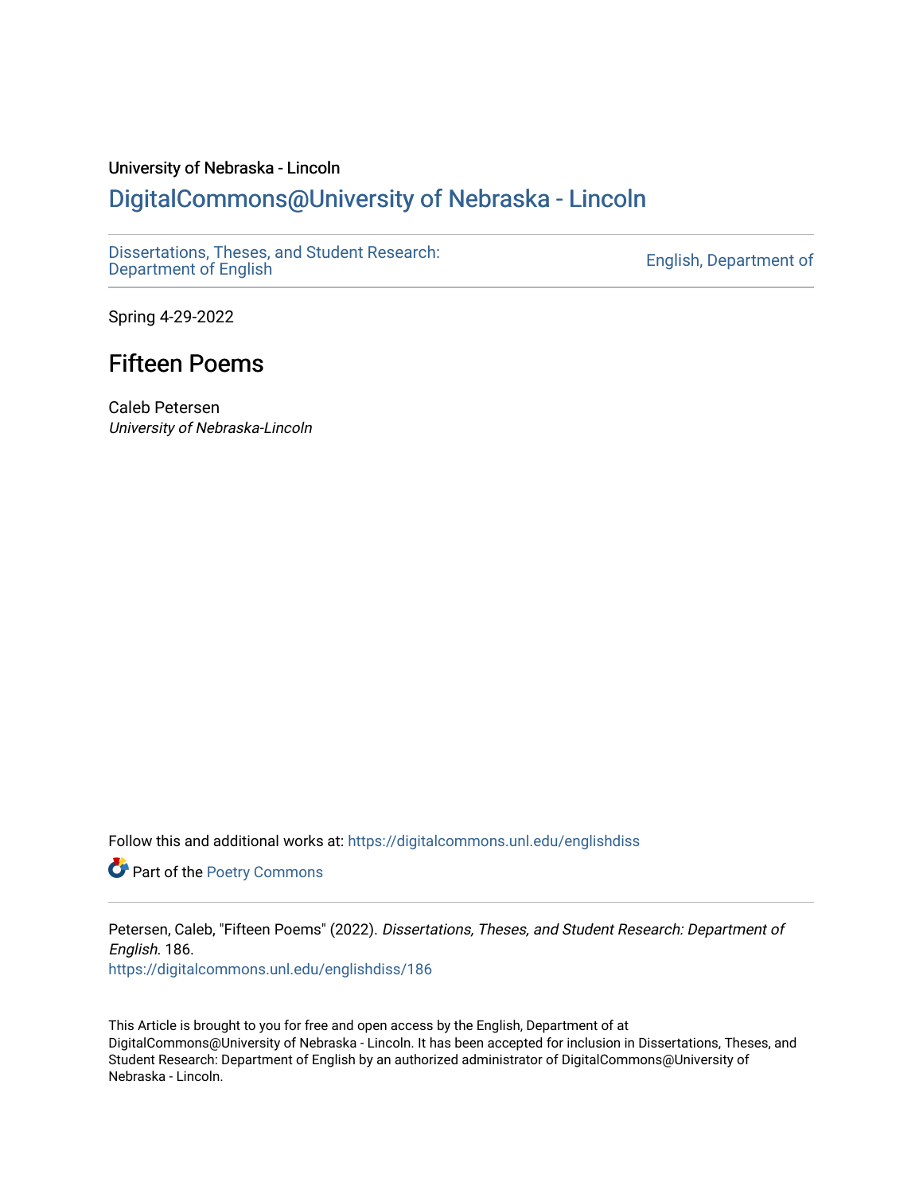University of Nebraska - Lincoln

## DigitalCommons@University of Nebraska - Lincoln

Dissertations, Theses, and Student Research: Department of English

English, Department of

Spring 4-29-2022

# Fifteen Poems

Caleb Petersen
*University of Nebraska-Lincoln*

Follow this and additional works at: https://digitalcommons.unl.edu/englishdiss

Part of the Poetry Commons

Petersen, Caleb, "Fifteen Poems" (2022). *Dissertations, Theses, and Student Research: Department of English*. 186.
https://digitalcommons.unl.edu/englishdiss/186

This Article is brought to you for free and open access by the English, Department of at DigitalCommons@University of Nebraska - Lincoln. It has been accepted for inclusion in Dissertations, Theses, and Student Research: Department of English by an authorized administrator of DigitalCommons@University of Nebraska - Lincoln.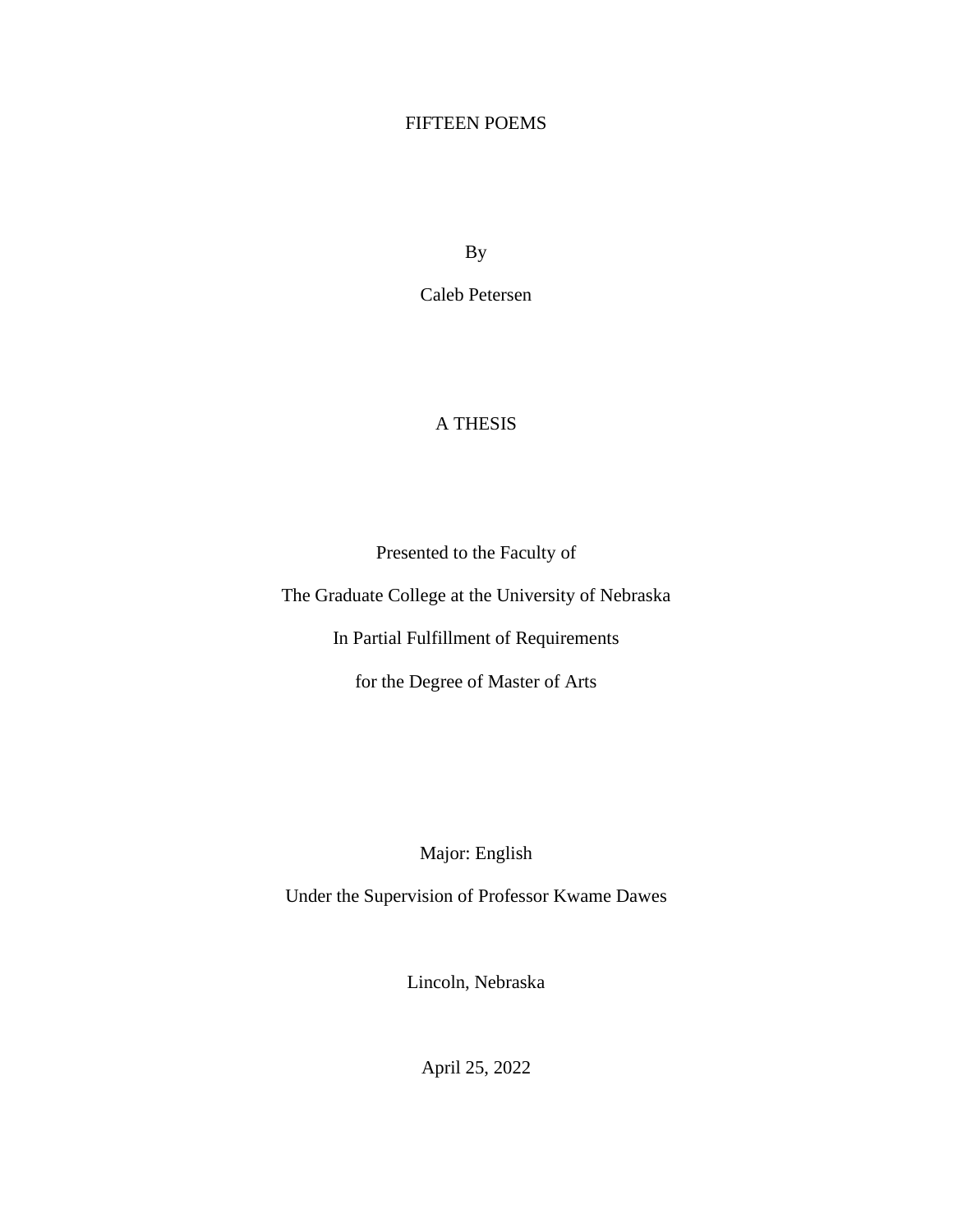# FIFTEEN POEMS

By

Caleb Petersen

A THESIS

Presented to the Faculty of

The Graduate College at the University of Nebraska

In Partial Fulfillment of Requirements

for the Degree of Master of Arts

Major: English

Under the Supervision of Professor Kwame Dawes

Lincoln, Nebraska

April 25, 2022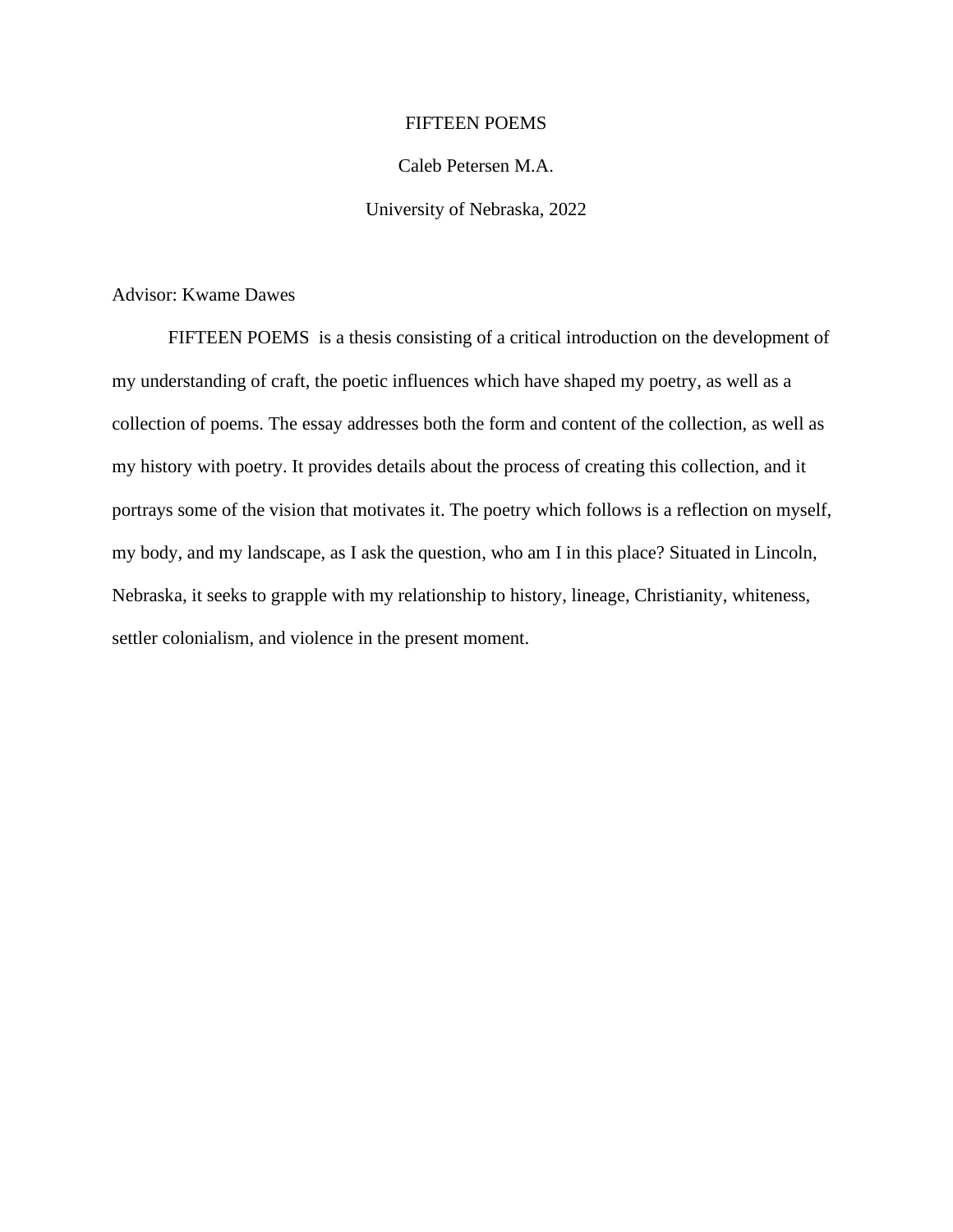FIFTEEN POEMS

Caleb Petersen M.A.

University of Nebraska, 2022

Advisor: Kwame Dawes

FIFTEEN POEMS is a thesis consisting of a critical introduction on the development of my understanding of craft, the poetic influences which have shaped my poetry, as well as a collection of poems. The essay addresses both the form and content of the collection, as well as my history with poetry. It provides details about the process of creating this collection, and it portrays some of the vision that motivates it. The poetry which follows is a reflection on myself, my body, and my landscape, as I ask the question, who am I in this place? Situated in Lincoln, Nebraska, it seeks to grapple with my relationship to history, lineage, Christianity, whiteness, settler colonialism, and violence in the present moment.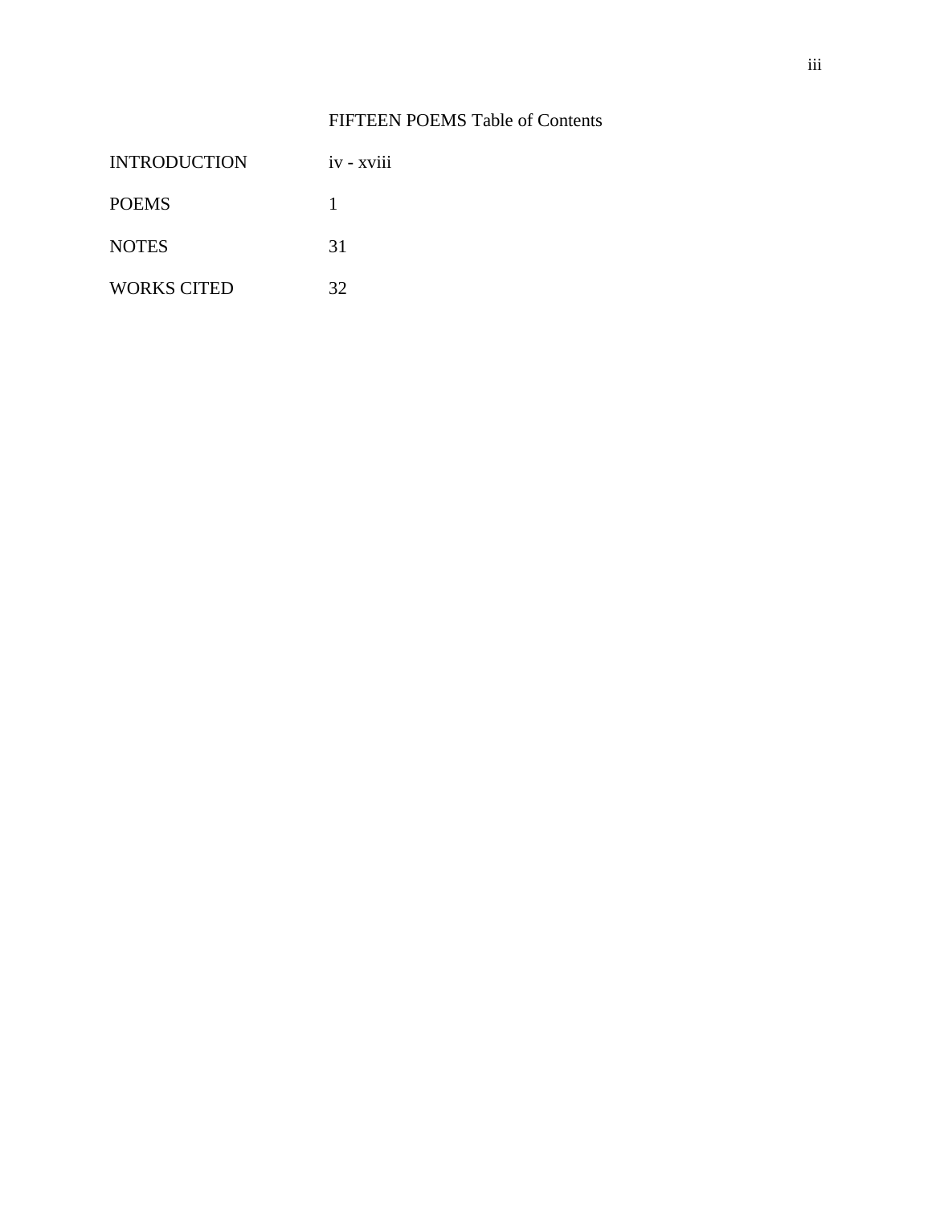# FIFTEEN POEMS Table of Contents

| | |
|---|---|
| INTRODUCTION | iv - xviii |
| POEMS | 1 |
| NOTES | 31 |
| WORKS CITED | 32 |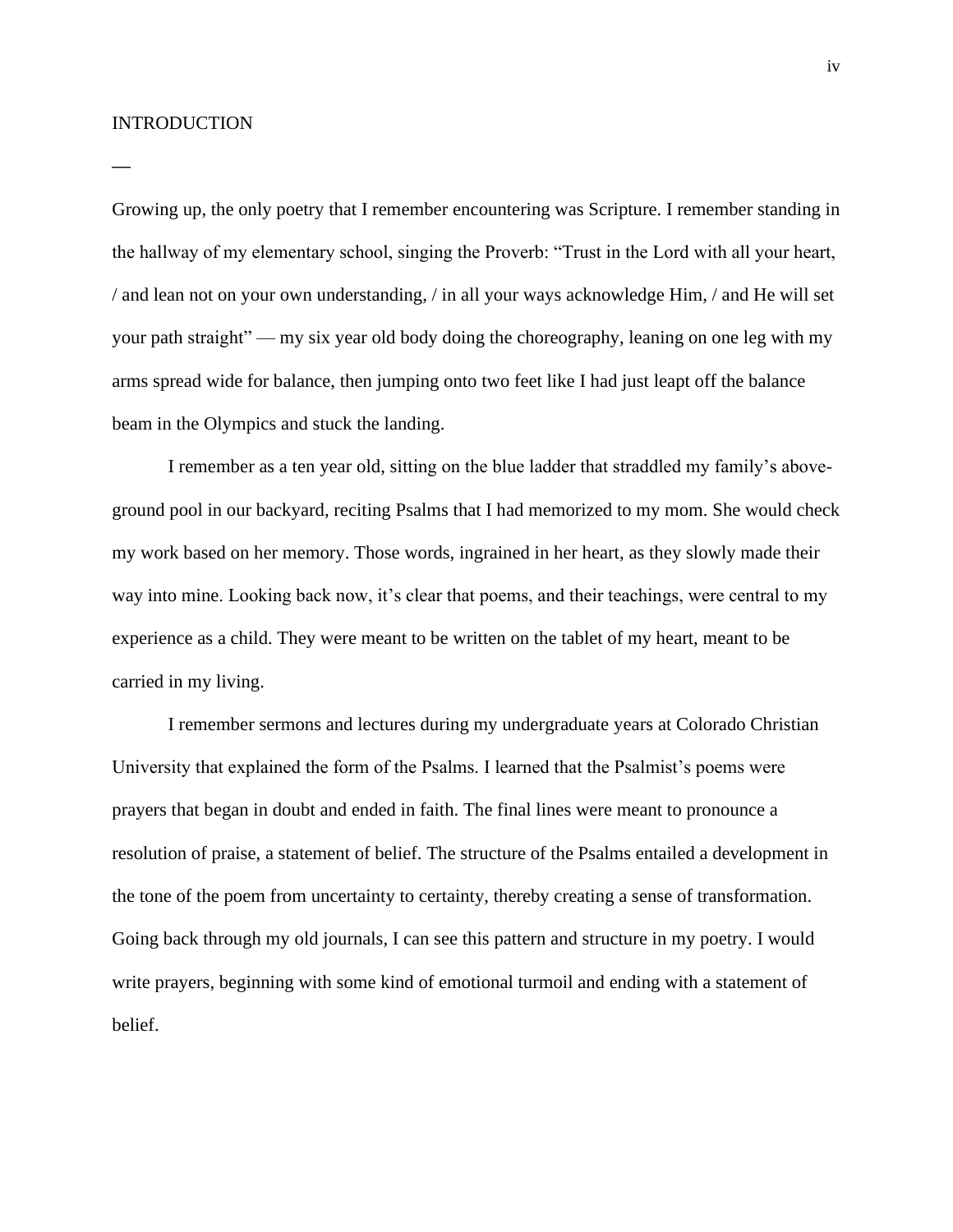# INTRODUCTION

—

Growing up, the only poetry that I remember encountering was Scripture. I remember standing in the hallway of my elementary school, singing the Proverb: "Trust in the Lord with all your heart, / and lean not on your own understanding, / in all your ways acknowledge Him, / and He will set your path straight" — my six year old body doing the choreography, leaning on one leg with my arms spread wide for balance, then jumping onto two feet like I had just leapt off the balance beam in the Olympics and stuck the landing.

I remember as a ten year old, sitting on the blue ladder that straddled my family's above-ground pool in our backyard, reciting Psalms that I had memorized to my mom. She would check my work based on her memory. Those words, ingrained in her heart, as they slowly made their way into mine. Looking back now, it's clear that poems, and their teachings, were central to my experience as a child. They were meant to be written on the tablet of my heart, meant to be carried in my living.

I remember sermons and lectures during my undergraduate years at Colorado Christian University that explained the form of the Psalms. I learned that the Psalmist's poems were prayers that began in doubt and ended in faith. The final lines were meant to pronounce a resolution of praise, a statement of belief. The structure of the Psalms entailed a development in the tone of the poem from uncertainty to certainty, thereby creating a sense of transformation. Going back through my old journals, I can see this pattern and structure in my poetry. I would write prayers, beginning with some kind of emotional turmoil and ending with a statement of belief.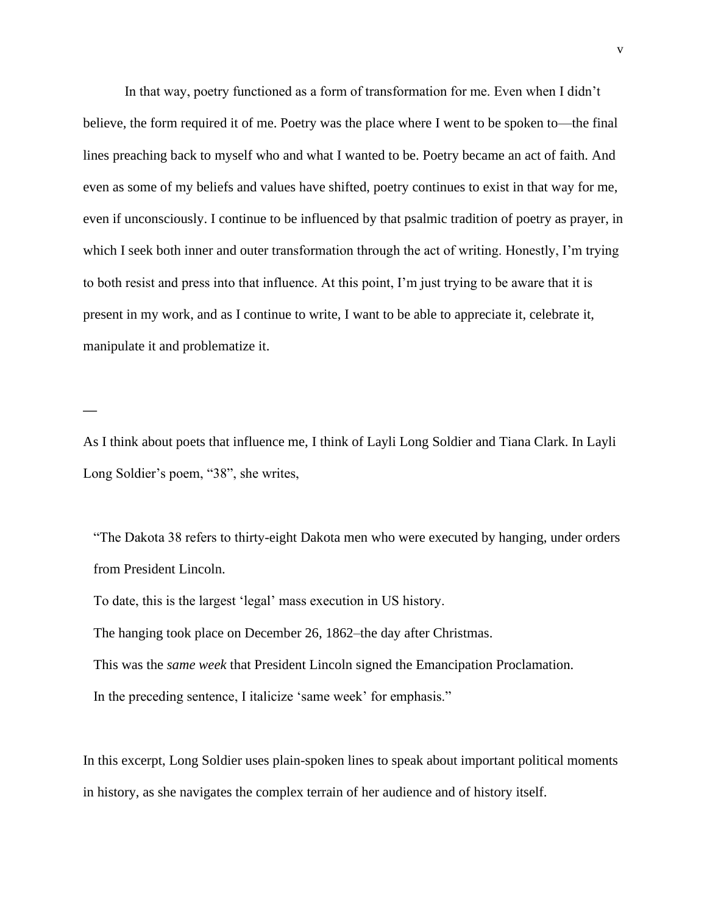In that way, poetry functioned as a form of transformation for me. Even when I didn't believe, the form required it of me. Poetry was the place where I went to be spoken to—the final lines preaching back to myself who and what I wanted to be. Poetry became an act of faith. And even as some of my beliefs and values have shifted, poetry continues to exist in that way for me, even if unconsciously. I continue to be influenced by that psalmic tradition of poetry as prayer, in which I seek both inner and outer transformation through the act of writing. Honestly, I'm trying to both resist and press into that influence. At this point, I'm just trying to be aware that it is present in my work, and as I continue to write, I want to be able to appreciate it, celebrate it, manipulate it and problematize it.

—

As I think about poets that influence me, I think of Layli Long Soldier and Tiana Clark. In Layli Long Soldier's poem, "38", she writes,

> "The Dakota 38 refers to thirty-eight Dakota men who were executed by hanging, under orders from President Lincoln.
>
> To date, this is the largest 'legal' mass execution in US history.
>
> The hanging took place on December 26, 1862–the day after Christmas.
>
> This was the *same week* that President Lincoln signed the Emancipation Proclamation.
>
> In the preceding sentence, I italicize 'same week' for emphasis."

In this excerpt, Long Soldier uses plain-spoken lines to speak about important political moments in history, as she navigates the complex terrain of her audience and of history itself.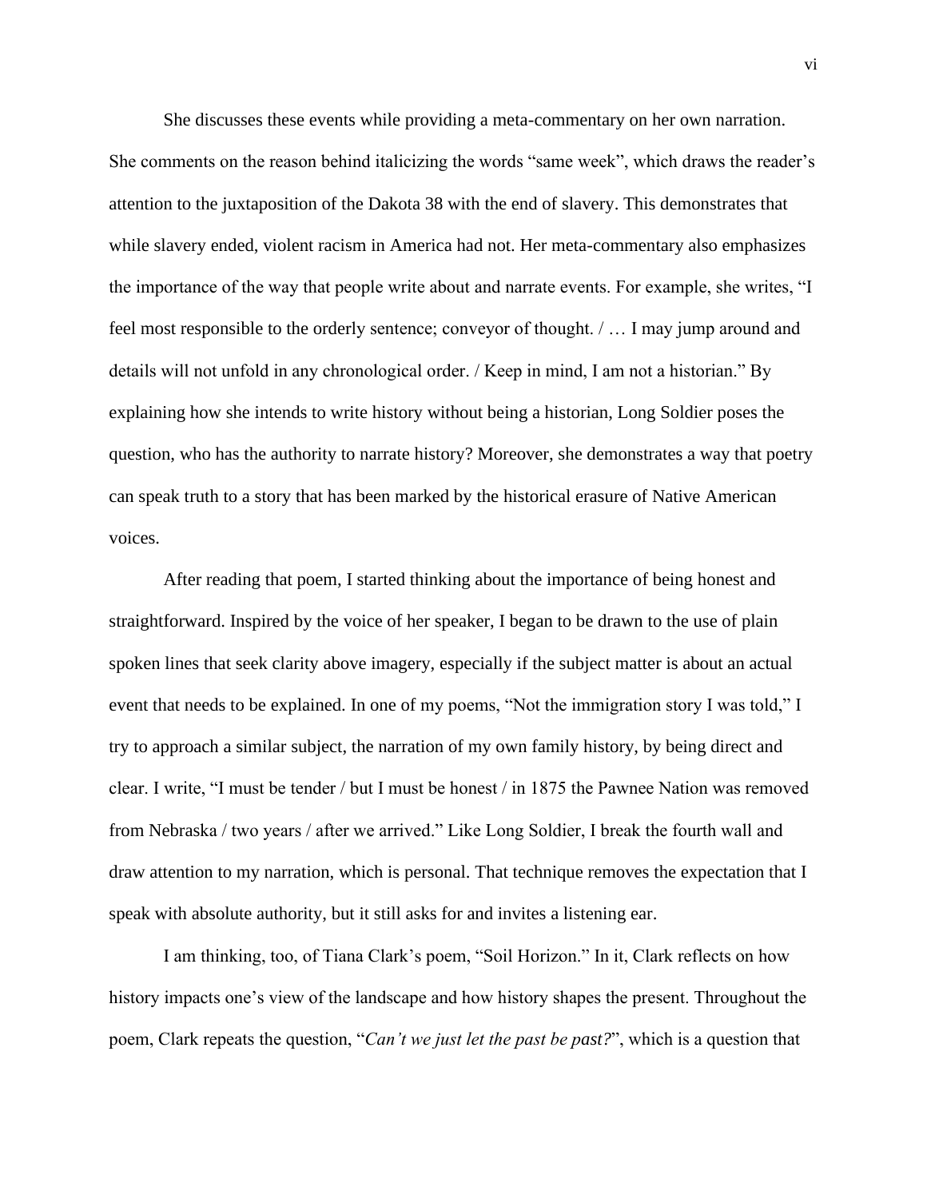She discusses these events while providing a meta-commentary on her own narration. She comments on the reason behind italicizing the words "same week", which draws the reader's attention to the juxtaposition of the Dakota 38 with the end of slavery. This demonstrates that while slavery ended, violent racism in America had not. Her meta-commentary also emphasizes the importance of the way that people write about and narrate events. For example, she writes, "I feel most responsible to the orderly sentence; conveyor of thought. / … I may jump around and details will not unfold in any chronological order. / Keep in mind, I am not a historian." By explaining how she intends to write history without being a historian, Long Soldier poses the question, who has the authority to narrate history? Moreover, she demonstrates a way that poetry can speak truth to a story that has been marked by the historical erasure of Native American voices.

After reading that poem, I started thinking about the importance of being honest and straightforward. Inspired by the voice of her speaker, I began to be drawn to the use of plain spoken lines that seek clarity above imagery, especially if the subject matter is about an actual event that needs to be explained. In one of my poems, "Not the immigration story I was told," I try to approach a similar subject, the narration of my own family history, by being direct and clear. I write, "I must be tender / but I must be honest / in 1875 the Pawnee Nation was removed from Nebraska / two years / after we arrived." Like Long Soldier, I break the fourth wall and draw attention to my narration, which is personal. That technique removes the expectation that I speak with absolute authority, but it still asks for and invites a listening ear.

I am thinking, too, of Tiana Clark's poem, "Soil Horizon." In it, Clark reflects on how history impacts one's view of the landscape and how history shapes the present. Throughout the poem, Clark repeats the question, "*Can't we just let the past be past?*", which is a question that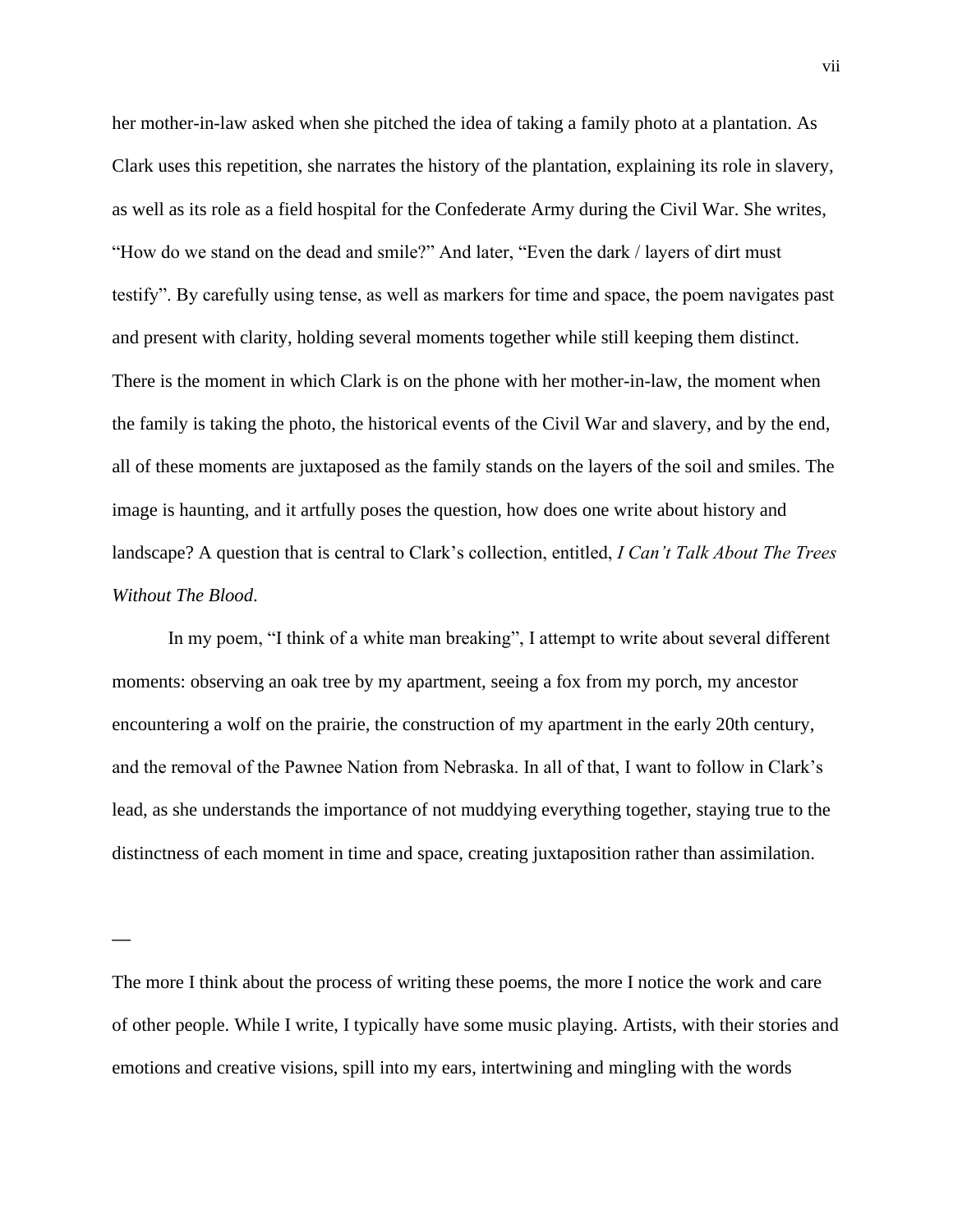her mother-in-law asked when she pitched the idea of taking a family photo at a plantation. As Clark uses this repetition, she narrates the history of the plantation, explaining its role in slavery, as well as its role as a field hospital for the Confederate Army during the Civil War. She writes, "How do we stand on the dead and smile?" And later, "Even the dark / layers of dirt must testify". By carefully using tense, as well as markers for time and space, the poem navigates past and present with clarity, holding several moments together while still keeping them distinct. There is the moment in which Clark is on the phone with her mother-in-law, the moment when the family is taking the photo, the historical events of the Civil War and slavery, and by the end, all of these moments are juxtaposed as the family stands on the layers of the soil and smiles. The image is haunting, and it artfully poses the question, how does one write about history and landscape? A question that is central to Clark's collection, entitled, *I Can't Talk About The Trees Without The Blood*.

In my poem, "I think of a white man breaking", I attempt to write about several different moments: observing an oak tree by my apartment, seeing a fox from my porch, my ancestor encountering a wolf on the prairie, the construction of my apartment in the early 20th century, and the removal of the Pawnee Nation from Nebraska. In all of that, I want to follow in Clark's lead, as she understands the importance of not muddying everything together, staying true to the distinctness of each moment in time and space, creating juxtaposition rather than assimilation.

—

The more I think about the process of writing these poems, the more I notice the work and care of other people. While I write, I typically have some music playing. Artists, with their stories and emotions and creative visions, spill into my ears, intertwining and mingling with the words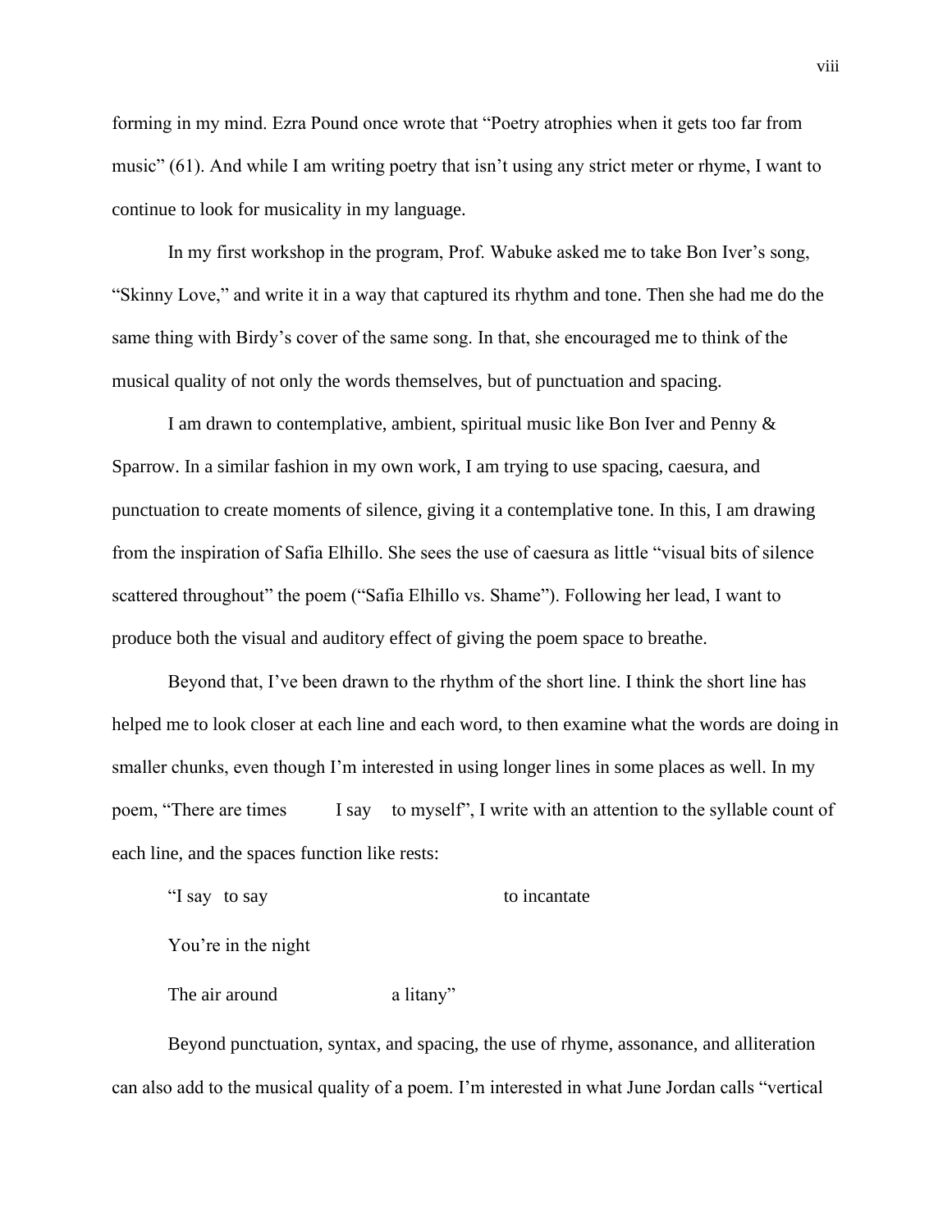forming in my mind. Ezra Pound once wrote that "Poetry atrophies when it gets too far from music" (61). And while I am writing poetry that isn't using any strict meter or rhyme, I want to continue to look for musicality in my language.

In my first workshop in the program, Prof. Wabuke asked me to take Bon Iver's song, "Skinny Love," and write it in a way that captured its rhythm and tone. Then she had me do the same thing with Birdy's cover of the same song. In that, she encouraged me to think of the musical quality of not only the words themselves, but of punctuation and spacing.

I am drawn to contemplative, ambient, spiritual music like Bon Iver and Penny & Sparrow. In a similar fashion in my own work, I am trying to use spacing, caesura, and punctuation to create moments of silence, giving it a contemplative tone. In this, I am drawing from the inspiration of Safia Elhillo. She sees the use of caesura as little "visual bits of silence scattered throughout" the poem ("Safia Elhillo vs. Shame"). Following her lead, I want to produce both the visual and auditory effect of giving the poem space to breathe.

Beyond that, I've been drawn to the rhythm of the short line. I think the short line has helped me to look closer at each line and each word, to then examine what the words are doing in smaller chunks, even though I'm interested in using longer lines in some places as well. In my poem, "There are times        I say    to myself", I write with an attention to the syllable count of each line, and the spaces function like rests:

> "I say   to say                                        to incantate
>
> You're in the night
>
> The air around                    a litany"

Beyond punctuation, syntax, and spacing, the use of rhyme, assonance, and alliteration can also add to the musical quality of a poem. I'm interested in what June Jordan calls "vertical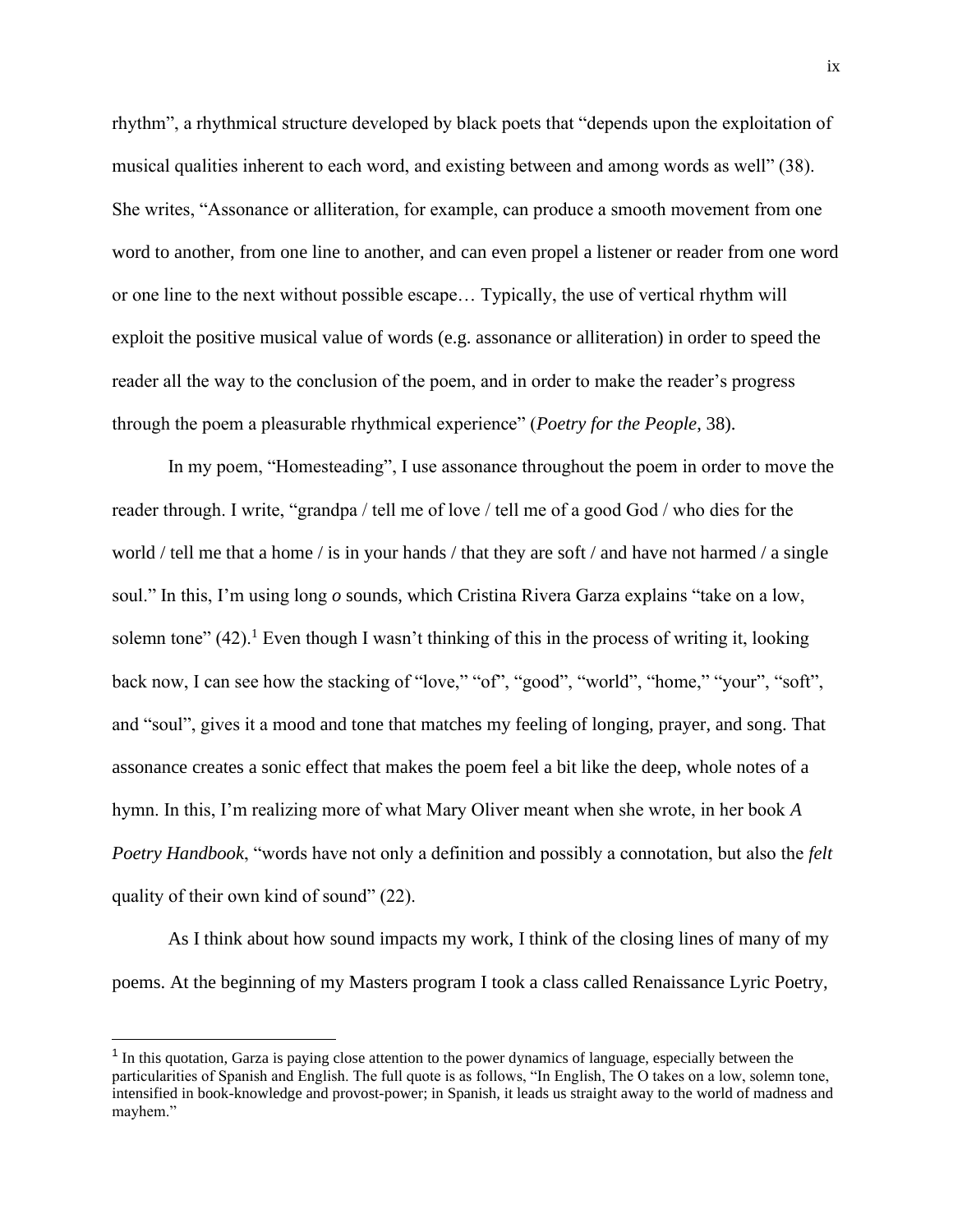rhythm", a rhythmical structure developed by black poets that "depends upon the exploitation of musical qualities inherent to each word, and existing between and among words as well" (38). She writes, "Assonance or alliteration, for example, can produce a smooth movement from one word to another, from one line to another, and can even propel a listener or reader from one word or one line to the next without possible escape… Typically, the use of vertical rhythm will exploit the positive musical value of words (e.g. assonance or alliteration) in order to speed the reader all the way to the conclusion of the poem, and in order to make the reader's progress through the poem a pleasurable rhythmical experience" (*Poetry for the People,* 38).

In my poem, "Homesteading", I use assonance throughout the poem in order to move the reader through. I write, "grandpa / tell me of love / tell me of a good God / who dies for the world / tell me that a home / is in your hands / that they are soft / and have not harmed / a single soul." In this, I'm using long *o* sounds, which Cristina Rivera Garza explains "take on a low, solemn tone" (42).[1] Even though I wasn't thinking of this in the process of writing it, looking back now, I can see how the stacking of "love," "of", "good", "world", "home," "your", "soft", and "soul", gives it a mood and tone that matches my feeling of longing, prayer, and song. That assonance creates a sonic effect that makes the poem feel a bit like the deep, whole notes of a hymn. In this, I'm realizing more of what Mary Oliver meant when she wrote, in her book *A Poetry Handbook*, "words have not only a definition and possibly a connotation, but also the *felt* quality of their own kind of sound" (22).

As I think about how sound impacts my work, I think of the closing lines of many of my poems. At the beginning of my Masters program I took a class called Renaissance Lyric Poetry,

---

[1] In this quotation, Garza is paying close attention to the power dynamics of language, especially between the particularities of Spanish and English. The full quote is as follows, "In English, The O takes on a low, solemn tone, intensified in book-knowledge and provost-power; in Spanish, it leads us straight away to the world of madness and mayhem."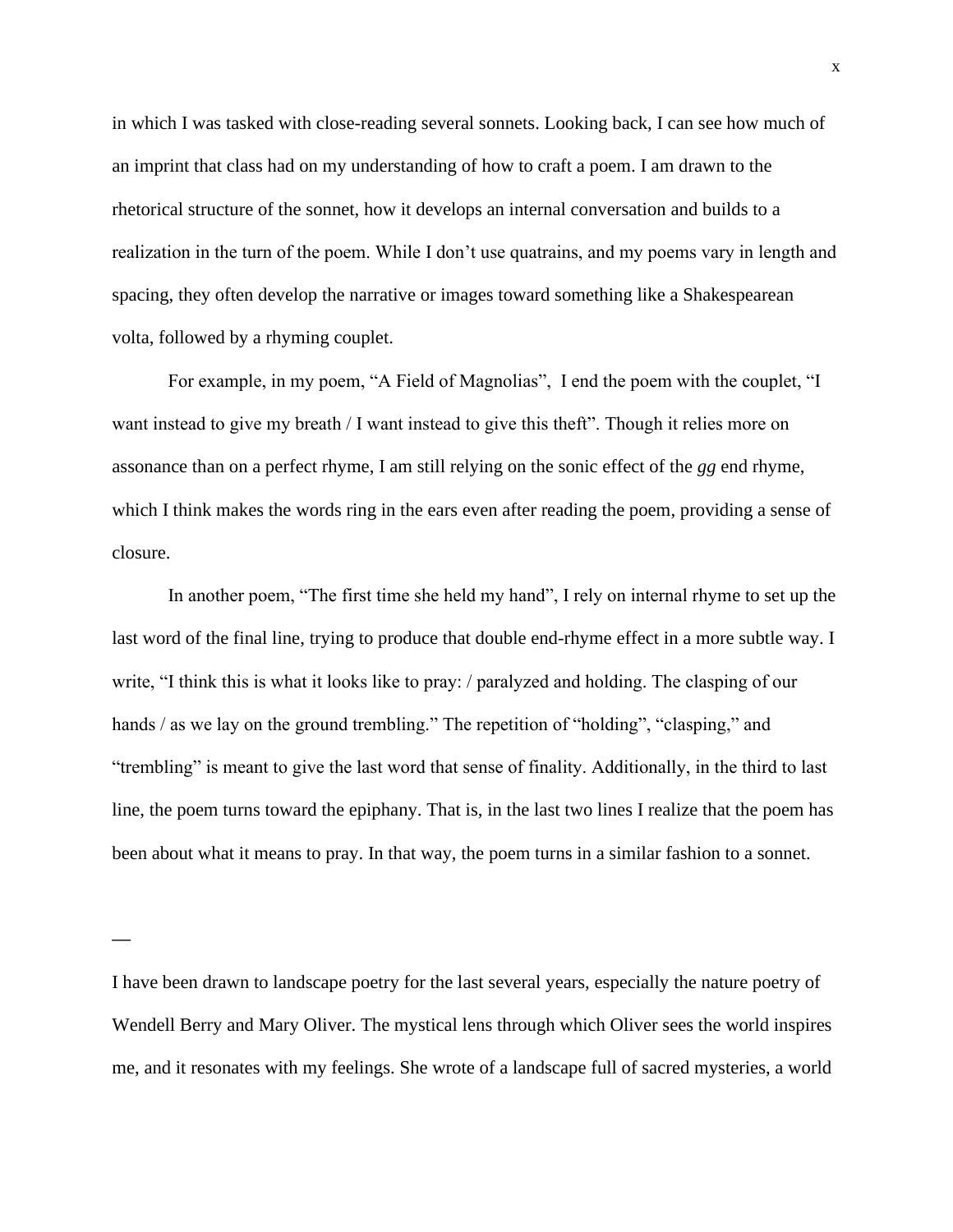in which I was tasked with close-reading several sonnets. Looking back, I can see how much of an imprint that class had on my understanding of how to craft a poem. I am drawn to the rhetorical structure of the sonnet, how it develops an internal conversation and builds to a realization in the turn of the poem. While I don't use quatrains, and my poems vary in length and spacing, they often develop the narrative or images toward something like a Shakespearean volta, followed by a rhyming couplet.

For example, in my poem, "A Field of Magnolias", I end the poem with the couplet, "I want instead to give my breath / I want instead to give this theft". Though it relies more on assonance than on a perfect rhyme, I am still relying on the sonic effect of the *gg* end rhyme, which I think makes the words ring in the ears even after reading the poem, providing a sense of closure.

In another poem, "The first time she held my hand", I rely on internal rhyme to set up the last word of the final line, trying to produce that double end-rhyme effect in a more subtle way. I write, "I think this is what it looks like to pray: / paralyzed and holding. The clasping of our hands / as we lay on the ground trembling." The repetition of "holding", "clasping," and "trembling" is meant to give the last word that sense of finality. Additionally, in the third to last line, the poem turns toward the epiphany. That is, in the last two lines I realize that the poem has been about what it means to pray. In that way, the poem turns in a similar fashion to a sonnet.

—

I have been drawn to landscape poetry for the last several years, especially the nature poetry of Wendell Berry and Mary Oliver. The mystical lens through which Oliver sees the world inspires me, and it resonates with my feelings. She wrote of a landscape full of sacred mysteries, a world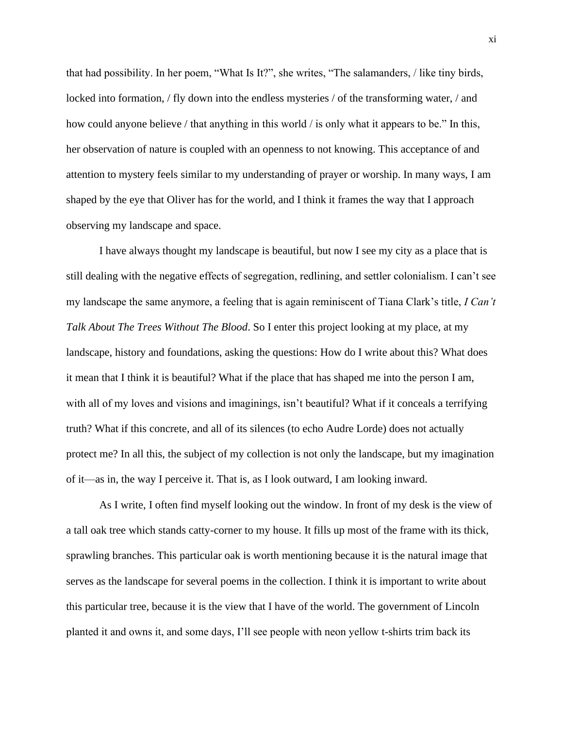that had possibility. In her poem, "What Is It?", she writes, "The salamanders, / like tiny birds, locked into formation, / fly down into the endless mysteries / of the transforming water, / and how could anyone believe / that anything in this world / is only what it appears to be." In this, her observation of nature is coupled with an openness to not knowing. This acceptance of and attention to mystery feels similar to my understanding of prayer or worship. In many ways, I am shaped by the eye that Oliver has for the world, and I think it frames the way that I approach observing my landscape and space.

I have always thought my landscape is beautiful, but now I see my city as a place that is still dealing with the negative effects of segregation, redlining, and settler colonialism. I can't see my landscape the same anymore, a feeling that is again reminiscent of Tiana Clark's title, *I Can't Talk About The Trees Without The Blood*. So I enter this project looking at my place, at my landscape, history and foundations, asking the questions: How do I write about this? What does it mean that I think it is beautiful? What if the place that has shaped me into the person I am, with all of my loves and visions and imaginings, isn't beautiful? What if it conceals a terrifying truth? What if this concrete, and all of its silences (to echo Audre Lorde) does not actually protect me? In all this, the subject of my collection is not only the landscape, but my imagination of it—as in, the way I perceive it. That is, as I look outward, I am looking inward.

As I write, I often find myself looking out the window. In front of my desk is the view of a tall oak tree which stands catty-corner to my house. It fills up most of the frame with its thick, sprawling branches. This particular oak is worth mentioning because it is the natural image that serves as the landscape for several poems in the collection. I think it is important to write about this particular tree, because it is the view that I have of the world. The government of Lincoln planted it and owns it, and some days, I'll see people with neon yellow t-shirts trim back its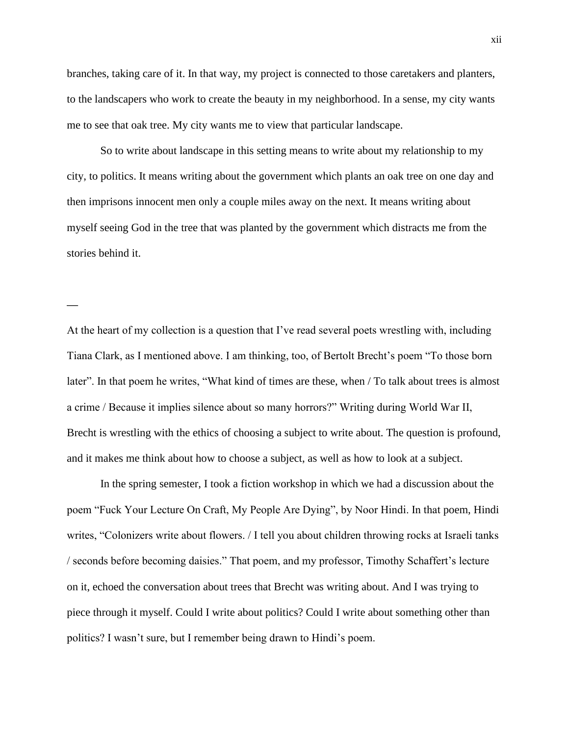branches, taking care of it. In that way, my project is connected to those caretakers and planters, to the landscapers who work to create the beauty in my neighborhood. In a sense, my city wants me to see that oak tree. My city wants me to view that particular landscape.

So to write about landscape in this setting means to write about my relationship to my city, to politics. It means writing about the government which plants an oak tree on one day and then imprisons innocent men only a couple miles away on the next. It means writing about myself seeing God in the tree that was planted by the government which distracts me from the stories behind it.

—

At the heart of my collection is a question that I've read several poets wrestling with, including Tiana Clark, as I mentioned above. I am thinking, too, of Bertolt Brecht's poem "To those born later". In that poem he writes, "What kind of times are these, when / To talk about trees is almost a crime / Because it implies silence about so many horrors?" Writing during World War II, Brecht is wrestling with the ethics of choosing a subject to write about. The question is profound, and it makes me think about how to choose a subject, as well as how to look at a subject.

In the spring semester, I took a fiction workshop in which we had a discussion about the poem "Fuck Your Lecture On Craft, My People Are Dying", by Noor Hindi. In that poem, Hindi writes, "Colonizers write about flowers. / I tell you about children throwing rocks at Israeli tanks / seconds before becoming daisies." That poem, and my professor, Timothy Schaffert's lecture on it, echoed the conversation about trees that Brecht was writing about. And I was trying to piece through it myself. Could I write about politics? Could I write about something other than politics? I wasn't sure, but I remember being drawn to Hindi's poem.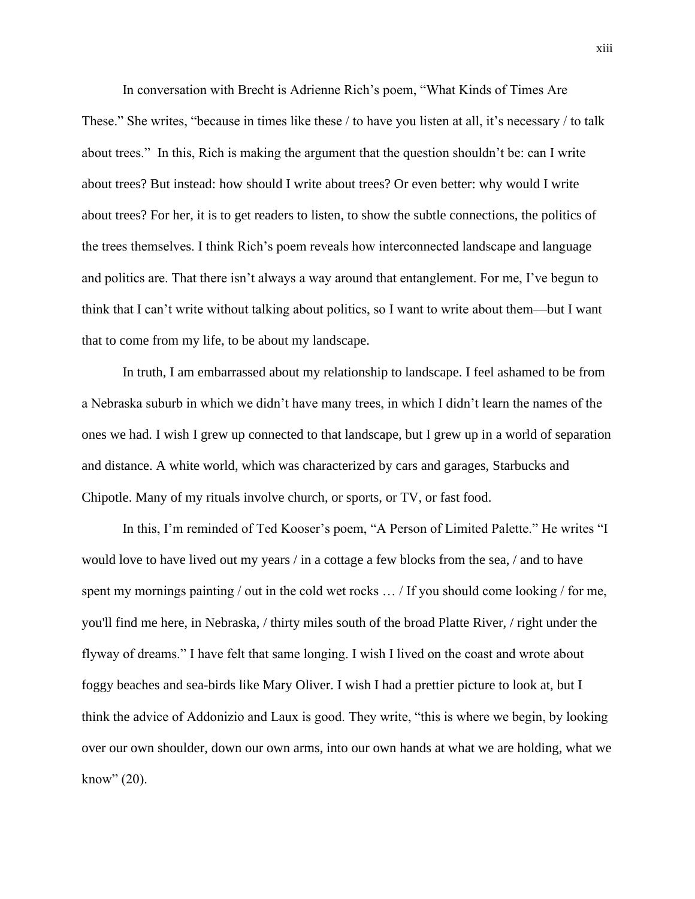In conversation with Brecht is Adrienne Rich's poem, "What Kinds of Times Are These." She writes, "because in times like these / to have you listen at all, it's necessary / to talk about trees." In this, Rich is making the argument that the question shouldn't be: can I write about trees? But instead: how should I write about trees? Or even better: why would I write about trees? For her, it is to get readers to listen, to show the subtle connections, the politics of the trees themselves. I think Rich's poem reveals how interconnected landscape and language and politics are. That there isn't always a way around that entanglement. For me, I've begun to think that I can't write without talking about politics, so I want to write about them—but I want that to come from my life, to be about my landscape.

In truth, I am embarrassed about my relationship to landscape. I feel ashamed to be from a Nebraska suburb in which we didn't have many trees, in which I didn't learn the names of the ones we had. I wish I grew up connected to that landscape, but I grew up in a world of separation and distance. A white world, which was characterized by cars and garages, Starbucks and Chipotle. Many of my rituals involve church, or sports, or TV, or fast food.

In this, I'm reminded of Ted Kooser's poem, "A Person of Limited Palette." He writes "I would love to have lived out my years / in a cottage a few blocks from the sea, / and to have spent my mornings painting / out in the cold wet rocks … / If you should come looking / for me, you'll find me here, in Nebraska, / thirty miles south of the broad Platte River, / right under the flyway of dreams." I have felt that same longing. I wish I lived on the coast and wrote about foggy beaches and sea-birds like Mary Oliver. I wish I had a prettier picture to look at, but I think the advice of Addonizio and Laux is good. They write, "this is where we begin, by looking over our own shoulder, down our own arms, into our own hands at what we are holding, what we know" (20).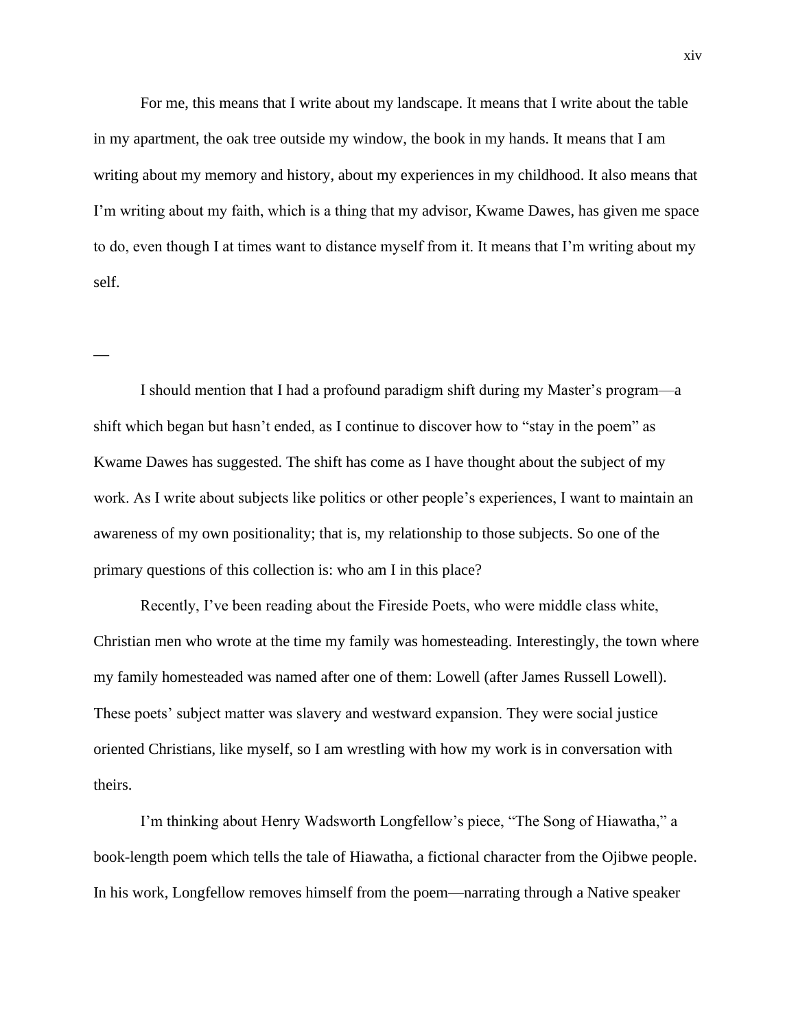For me, this means that I write about my landscape. It means that I write about the table in my apartment, the oak tree outside my window, the book in my hands. It means that I am writing about my memory and history, about my experiences in my childhood. It also means that I'm writing about my faith, which is a thing that my advisor, Kwame Dawes, has given me space to do, even though I at times want to distance myself from it. It means that I'm writing about my self.

—

I should mention that I had a profound paradigm shift during my Master's program—a shift which began but hasn't ended, as I continue to discover how to "stay in the poem" as Kwame Dawes has suggested. The shift has come as I have thought about the subject of my work. As I write about subjects like politics or other people's experiences, I want to maintain an awareness of my own positionality; that is, my relationship to those subjects. So one of the primary questions of this collection is: who am I in this place?

Recently, I've been reading about the Fireside Poets, who were middle class white, Christian men who wrote at the time my family was homesteading. Interestingly, the town where my family homesteaded was named after one of them: Lowell (after James Russell Lowell). These poets' subject matter was slavery and westward expansion. They were social justice oriented Christians, like myself, so I am wrestling with how my work is in conversation with theirs.

I'm thinking about Henry Wadsworth Longfellow's piece, "The Song of Hiawatha," a book-length poem which tells the tale of Hiawatha, a fictional character from the Ojibwe people. In his work, Longfellow removes himself from the poem—narrating through a Native speaker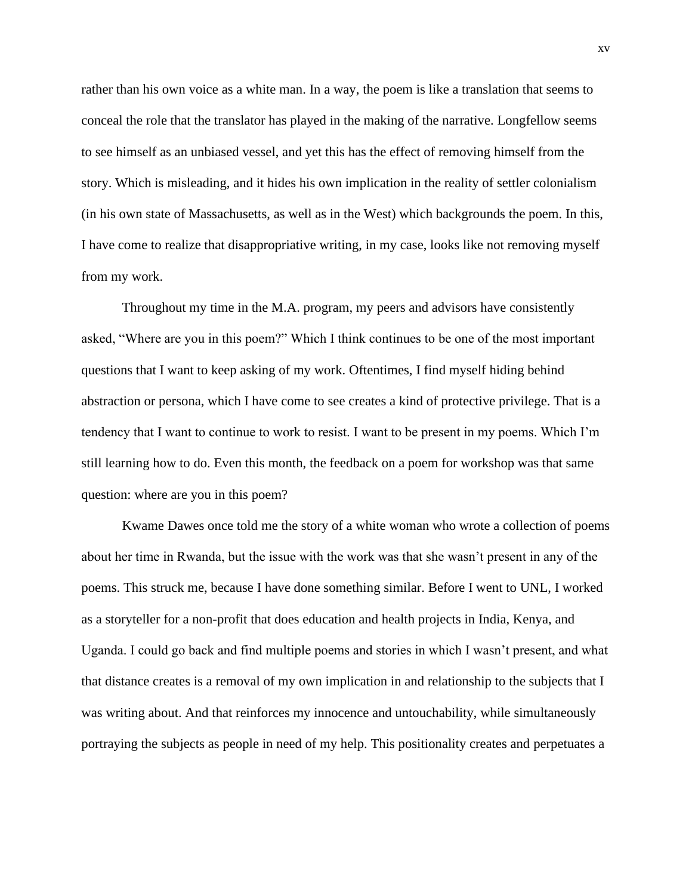rather than his own voice as a white man. In a way, the poem is like a translation that seems to conceal the role that the translator has played in the making of the narrative. Longfellow seems to see himself as an unbiased vessel, and yet this has the effect of removing himself from the story. Which is misleading, and it hides his own implication in the reality of settler colonialism (in his own state of Massachusetts, as well as in the West) which backgrounds the poem. In this, I have come to realize that disappropriative writing, in my case, looks like not removing myself from my work.

Throughout my time in the M.A. program, my peers and advisors have consistently asked, "Where are you in this poem?" Which I think continues to be one of the most important questions that I want to keep asking of my work. Oftentimes, I find myself hiding behind abstraction or persona, which I have come to see creates a kind of protective privilege. That is a tendency that I want to continue to work to resist. I want to be present in my poems. Which I'm still learning how to do. Even this month, the feedback on a poem for workshop was that same question: where are you in this poem?

Kwame Dawes once told me the story of a white woman who wrote a collection of poems about her time in Rwanda, but the issue with the work was that she wasn't present in any of the poems. This struck me, because I have done something similar. Before I went to UNL, I worked as a storyteller for a non-profit that does education and health projects in India, Kenya, and Uganda. I could go back and find multiple poems and stories in which I wasn't present, and what that distance creates is a removal of my own implication in and relationship to the subjects that I was writing about. And that reinforces my innocence and untouchability, while simultaneously portraying the subjects as people in need of my help. This positionality creates and perpetuates a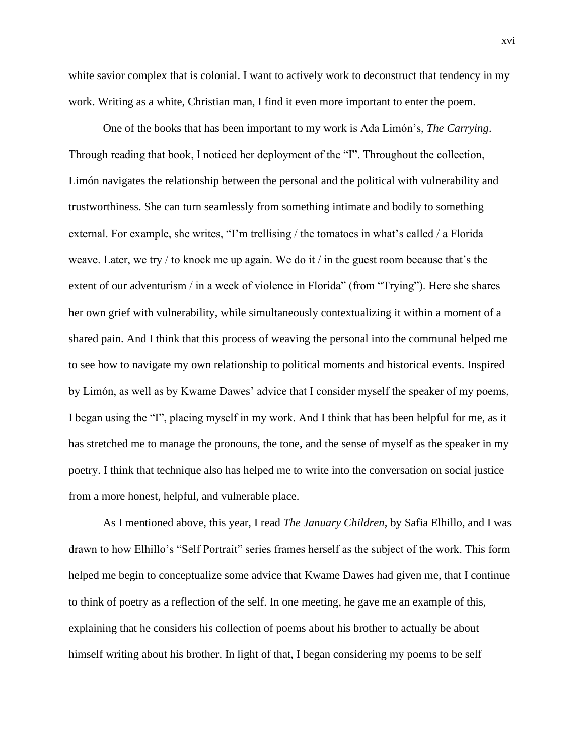white savior complex that is colonial. I want to actively work to deconstruct that tendency in my work. Writing as a white, Christian man, I find it even more important to enter the poem.

One of the books that has been important to my work is Ada Limón's, *The Carrying*. Through reading that book, I noticed her deployment of the "I". Throughout the collection, Limón navigates the relationship between the personal and the political with vulnerability and trustworthiness. She can turn seamlessly from something intimate and bodily to something external. For example, she writes, "I'm trellising / the tomatoes in what's called / a Florida weave. Later, we try / to knock me up again. We do it / in the guest room because that's the extent of our adventurism / in a week of violence in Florida" (from "Trying"). Here she shares her own grief with vulnerability, while simultaneously contextualizing it within a moment of a shared pain. And I think that this process of weaving the personal into the communal helped me to see how to navigate my own relationship to political moments and historical events. Inspired by Limón, as well as by Kwame Dawes' advice that I consider myself the speaker of my poems, I began using the "I", placing myself in my work. And I think that has been helpful for me, as it has stretched me to manage the pronouns, the tone, and the sense of myself as the speaker in my poetry. I think that technique also has helped me to write into the conversation on social justice from a more honest, helpful, and vulnerable place.

As I mentioned above, this year, I read *The January Children*, by Safia Elhillo, and I was drawn to how Elhillo's "Self Portrait" series frames herself as the subject of the work. This form helped me begin to conceptualize some advice that Kwame Dawes had given me, that I continue to think of poetry as a reflection of the self. In one meeting, he gave me an example of this, explaining that he considers his collection of poems about his brother to actually be about himself writing about his brother. In light of that, I began considering my poems to be self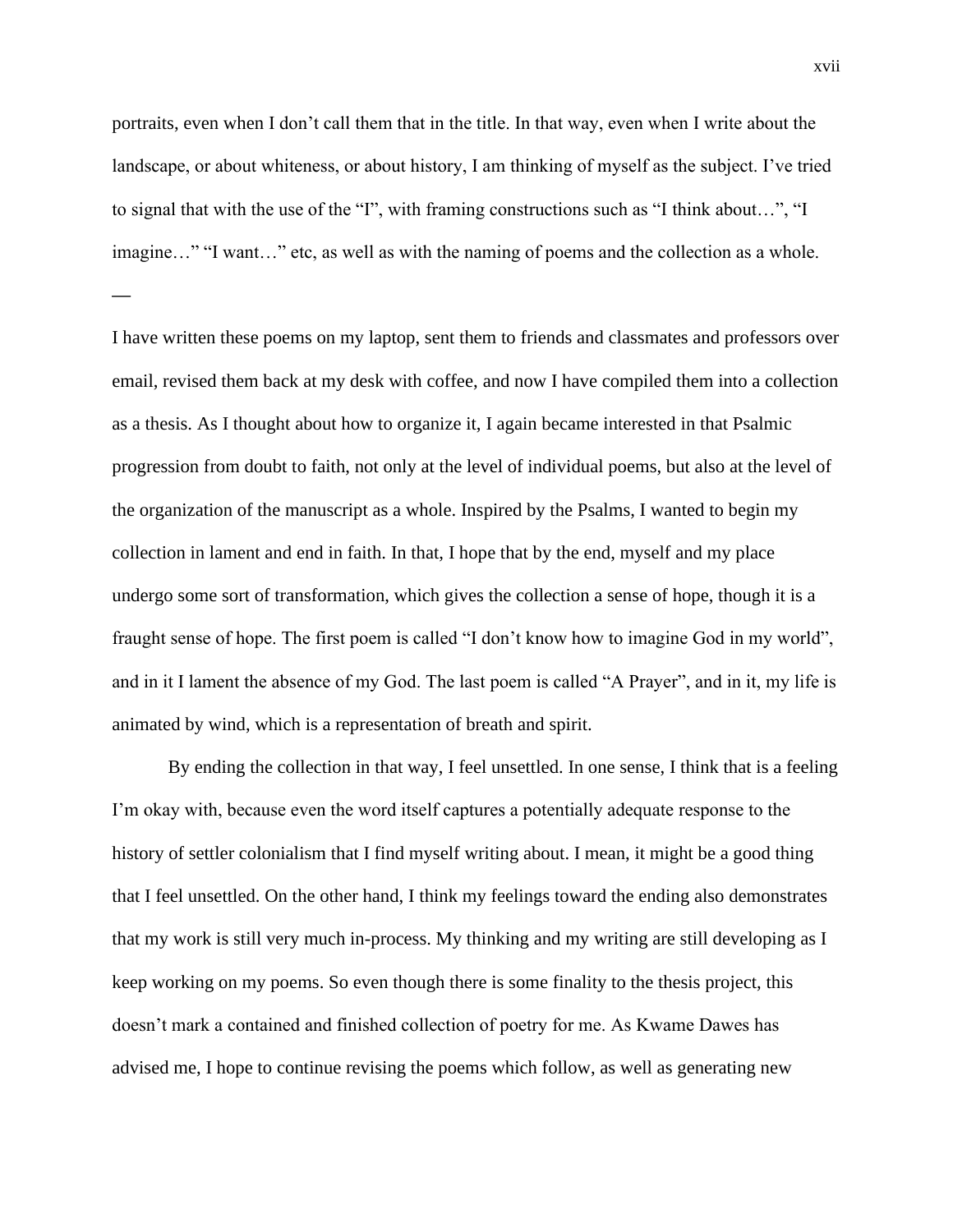portraits, even when I don't call them that in the title. In that way, even when I write about the landscape, or about whiteness, or about history, I am thinking of myself as the subject. I've tried to signal that with the use of the "I", with framing constructions such as "I think about…", "I imagine…" "I want…" etc, as well as with the naming of poems and the collection as a whole.

—

I have written these poems on my laptop, sent them to friends and classmates and professors over email, revised them back at my desk with coffee, and now I have compiled them into a collection as a thesis. As I thought about how to organize it, I again became interested in that Psalmic progression from doubt to faith, not only at the level of individual poems, but also at the level of the organization of the manuscript as a whole. Inspired by the Psalms, I wanted to begin my collection in lament and end in faith. In that, I hope that by the end, myself and my place undergo some sort of transformation, which gives the collection a sense of hope, though it is a fraught sense of hope. The first poem is called "I don't know how to imagine God in my world", and in it I lament the absence of my God. The last poem is called "A Prayer", and in it, my life is animated by wind, which is a representation of breath and spirit.

By ending the collection in that way, I feel unsettled. In one sense, I think that is a feeling I'm okay with, because even the word itself captures a potentially adequate response to the history of settler colonialism that I find myself writing about. I mean, it might be a good thing that I feel unsettled. On the other hand, I think my feelings toward the ending also demonstrates that my work is still very much in-process. My thinking and my writing are still developing as I keep working on my poems. So even though there is some finality to the thesis project, this doesn't mark a contained and finished collection of poetry for me. As Kwame Dawes has advised me, I hope to continue revising the poems which follow, as well as generating new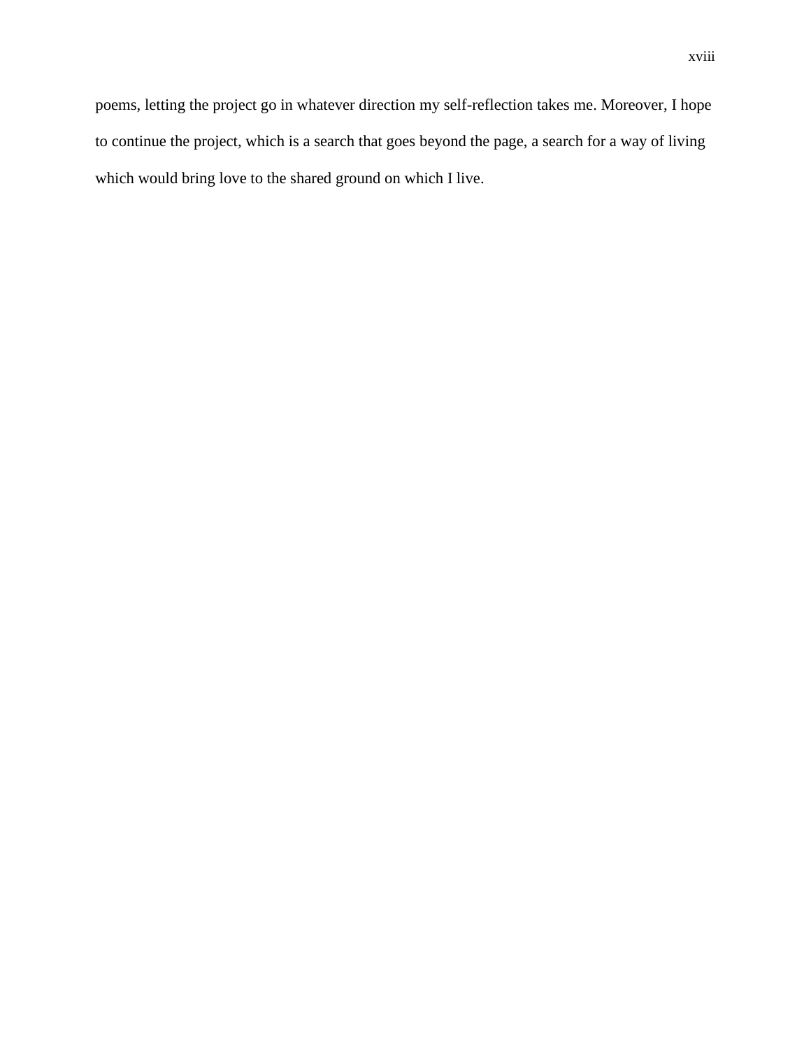poems, letting the project go in whatever direction my self-reflection takes me. Moreover, I hope to continue the project, which is a search that goes beyond the page, a search for a way of living which would bring love to the shared ground on which I live.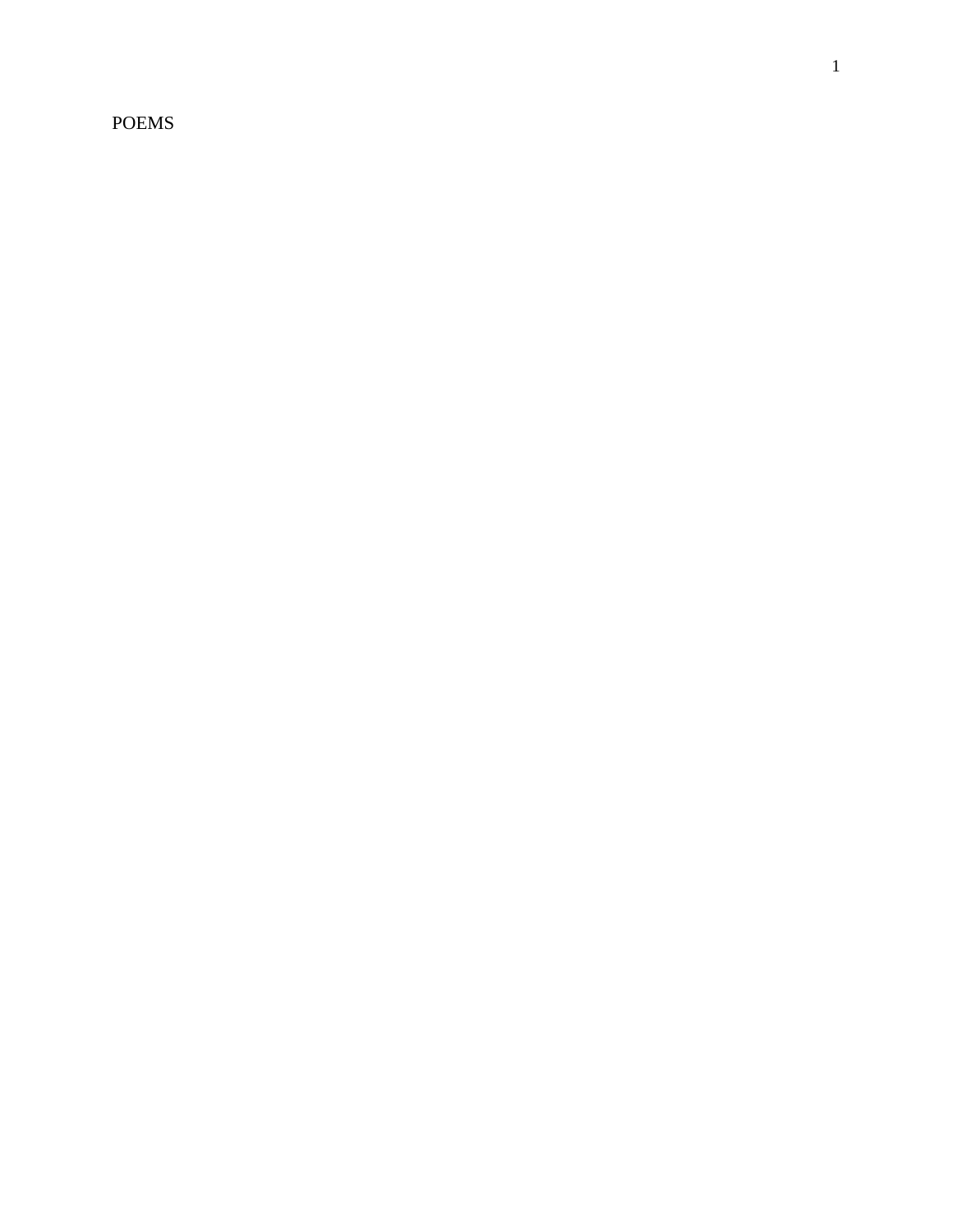POEMS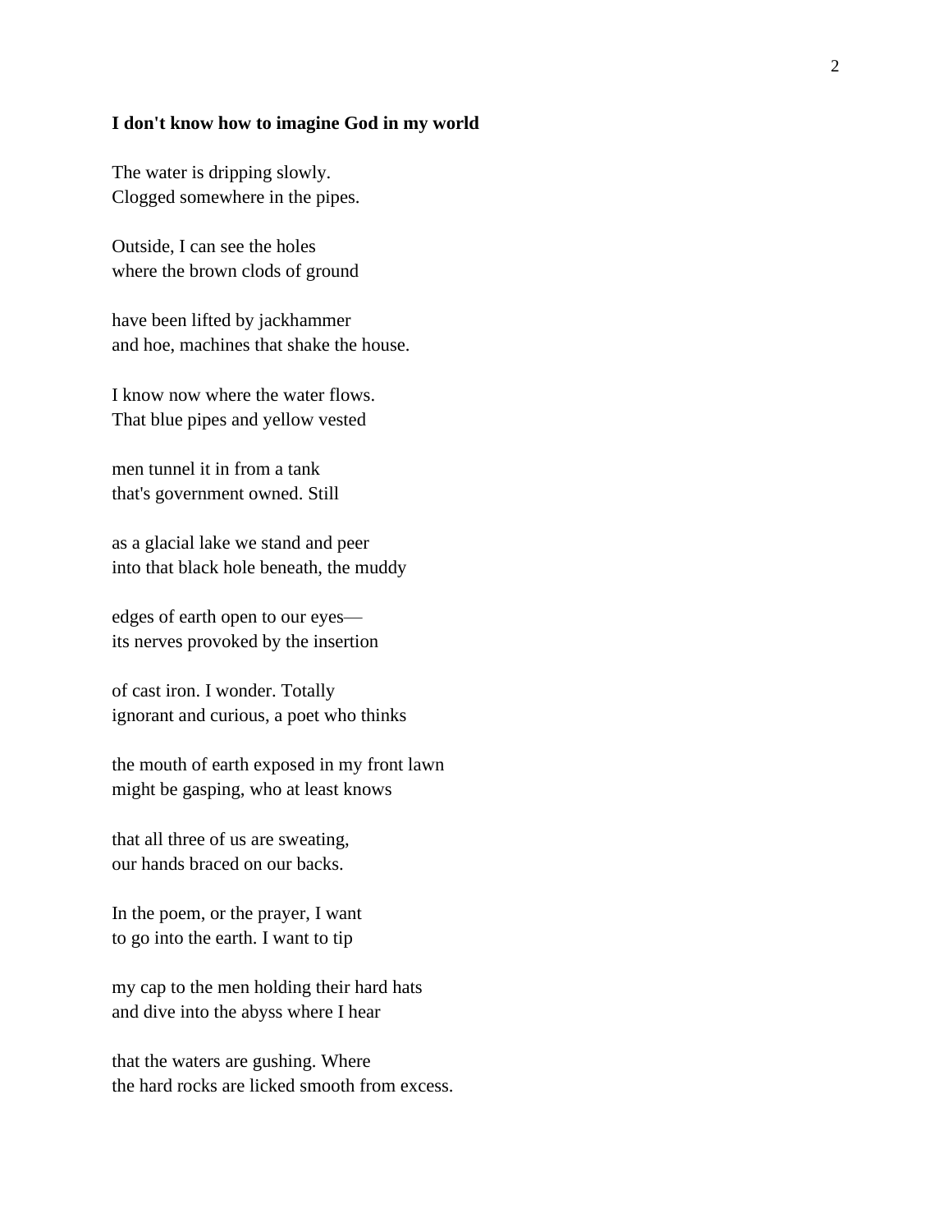**I don't know how to imagine God in my world**

The water is dripping slowly.  
Clogged somewhere in the pipes.

Outside, I can see the holes  
where the brown clods of ground

have been lifted by jackhammer  
and hoe, machines that shake the house.

I know now where the water flows.  
That blue pipes and yellow vested

men tunnel it in from a tank  
that's government owned. Still

as a glacial lake we stand and peer  
into that black hole beneath, the muddy

edges of earth open to our eyes—  
its nerves provoked by the insertion

of cast iron. I wonder. Totally  
ignorant and curious, a poet who thinks

the mouth of earth exposed in my front lawn  
might be gasping, who at least knows

that all three of us are sweating,  
our hands braced on our backs.

In the poem, or the prayer, I want  
to go into the earth. I want to tip

my cap to the men holding their hard hats  
and dive into the abyss where I hear

that the waters are gushing. Where  
the hard rocks are licked smooth from excess.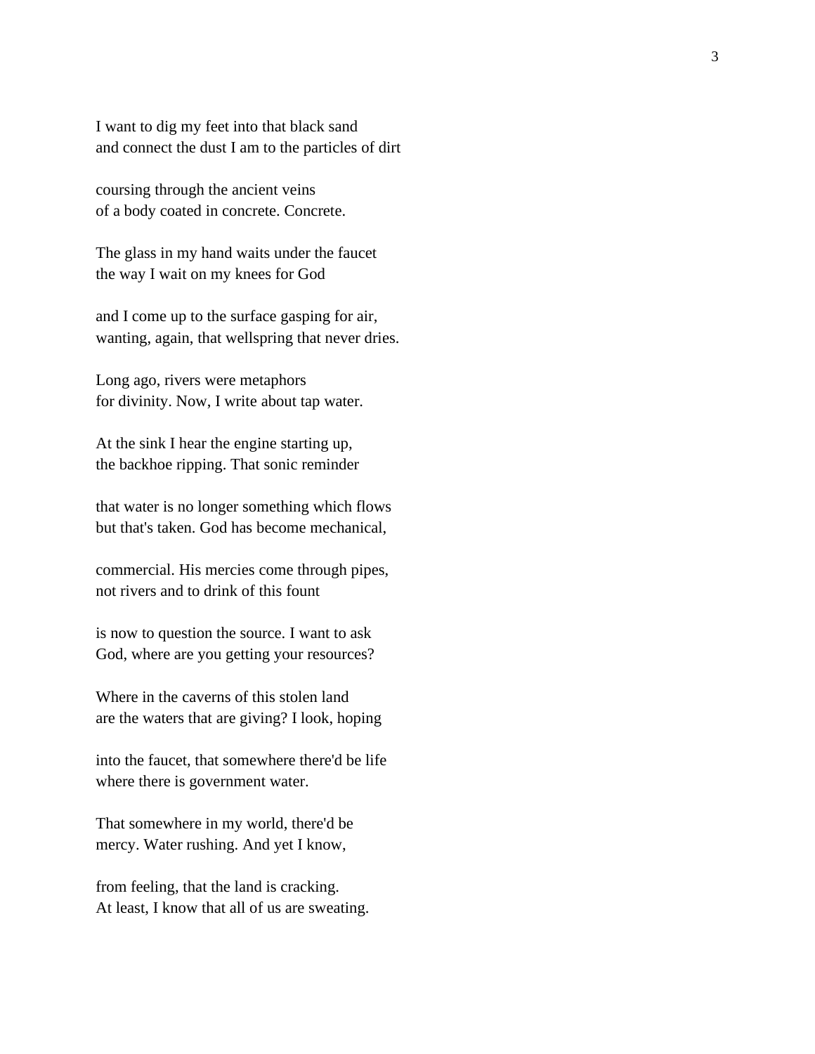I want to dig my feet into that black sand
and connect the dust I am to the particles of dirt

coursing through the ancient veins
of a body coated in concrete. Concrete.

The glass in my hand waits under the faucet
the way I wait on my knees for God

and I come up to the surface gasping for air,
wanting, again, that wellspring that never dries.

Long ago, rivers were metaphors
for divinity. Now, I write about tap water.

At the sink I hear the engine starting up,
the backhoe ripping. That sonic reminder

that water is no longer something which flows
but that's taken. God has become mechanical,

commercial. His mercies come through pipes,
not rivers and to drink of this fount

is now to question the source. I want to ask
God, where are you getting your resources?

Where in the caverns of this stolen land
are the waters that are giving? I look, hoping

into the faucet, that somewhere there'd be life
where there is government water.

That somewhere in my world, there'd be
mercy. Water rushing. And yet I know,

from feeling, that the land is cracking.
At least, I know that all of us are sweating.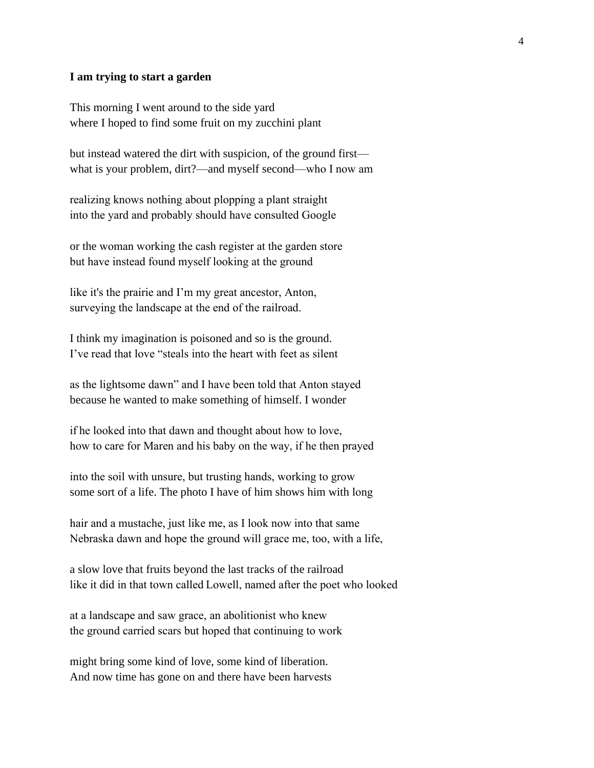**I am trying to start a garden**

This morning I went around to the side yard
where I hoped to find some fruit on my zucchini plant

but instead watered the dirt with suspicion, of the ground first—
what is your problem, dirt?—and myself second—who I now am

realizing knows nothing about plopping a plant straight
into the yard and probably should have consulted Google

or the woman working the cash register at the garden store
but have instead found myself looking at the ground

like it's the prairie and I'm my great ancestor, Anton,
surveying the landscape at the end of the railroad.

I think my imagination is poisoned and so is the ground.
I've read that love "steals into the heart with feet as silent

as the lightsome dawn" and I have been told that Anton stayed
because he wanted to make something of himself. I wonder

if he looked into that dawn and thought about how to love,
how to care for Maren and his baby on the way, if he then prayed

into the soil with unsure, but trusting hands, working to grow
some sort of a life. The photo I have of him shows him with long

hair and a mustache, just like me, as I look now into that same
Nebraska dawn and hope the ground will grace me, too, with a life,

a slow love that fruits beyond the last tracks of the railroad
like it did in that town called Lowell, named after the poet who looked

at a landscape and saw grace, an abolitionist who knew
the ground carried scars but hoped that continuing to work

might bring some kind of love, some kind of liberation.
And now time has gone on and there have been harvests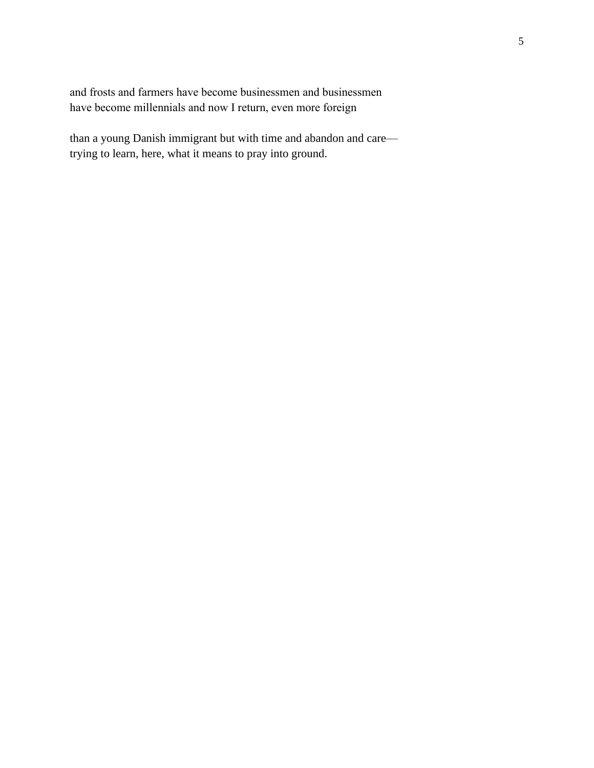and frosts and farmers have become businessmen and businessmen
have become millennials and now I return, even more foreign

than a young Danish immigrant but with time and abandon and care—
trying to learn, here, what it means to pray into ground.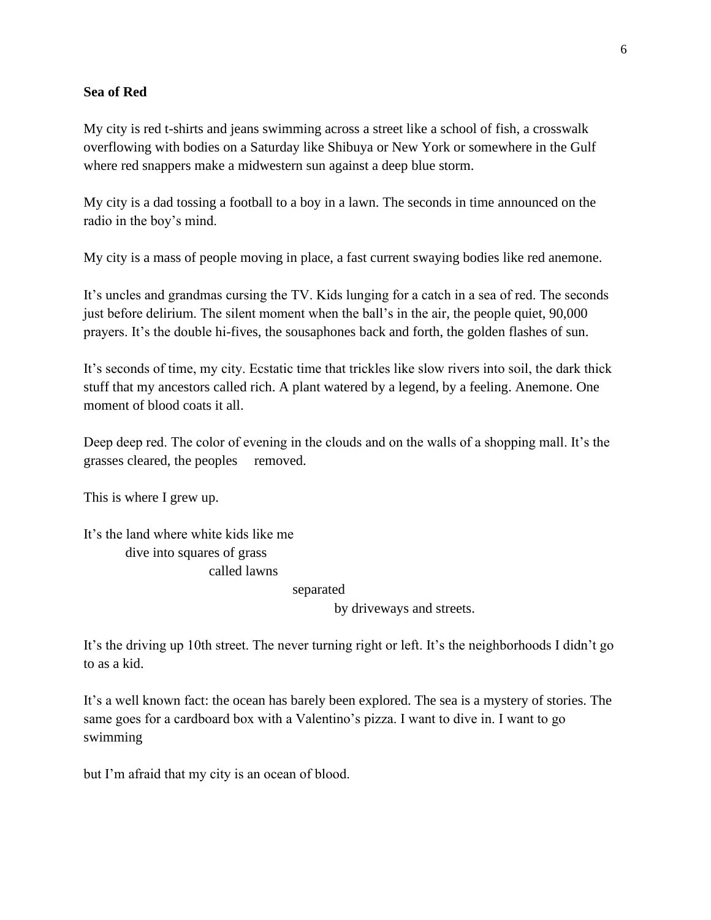**Sea of Red**

My city is red t-shirts and jeans swimming across a street like a school of fish, a crosswalk overflowing with bodies on a Saturday like Shibuya or New York or somewhere in the Gulf where red snappers make a midwestern sun against a deep blue storm.

My city is a dad tossing a football to a boy in a lawn. The seconds in time announced on the radio in the boy's mind.

My city is a mass of people moving in place, a fast current swaying bodies like red anemone.

It's uncles and grandmas cursing the TV. Kids lunging for a catch in a sea of red. The seconds just before delirium. The silent moment when the ball's in the air, the people quiet, 90,000 prayers. It's the double hi-fives, the sousaphones back and forth, the golden flashes of sun.

It's seconds of time, my city. Ecstatic time that trickles like slow rivers into soil, the dark thick stuff that my ancestors called rich. A plant watered by a legend, by a feeling. Anemone. One moment of blood coats it all.

Deep deep red. The color of evening in the clouds and on the walls of a shopping mall. It's the grasses cleared, the peoples     removed.

This is where I grew up.

It's the land where white kids like me
          dive into squares of grass
                    called lawns
                              separated
                                        by driveways and streets.

It's the driving up 10th street. The never turning right or left. It's the neighborhoods I didn't go to as a kid.

It's a well known fact: the ocean has barely been explored. The sea is a mystery of stories. The same goes for a cardboard box with a Valentino's pizza. I want to dive in. I want to go swimming

but I'm afraid that my city is an ocean of blood.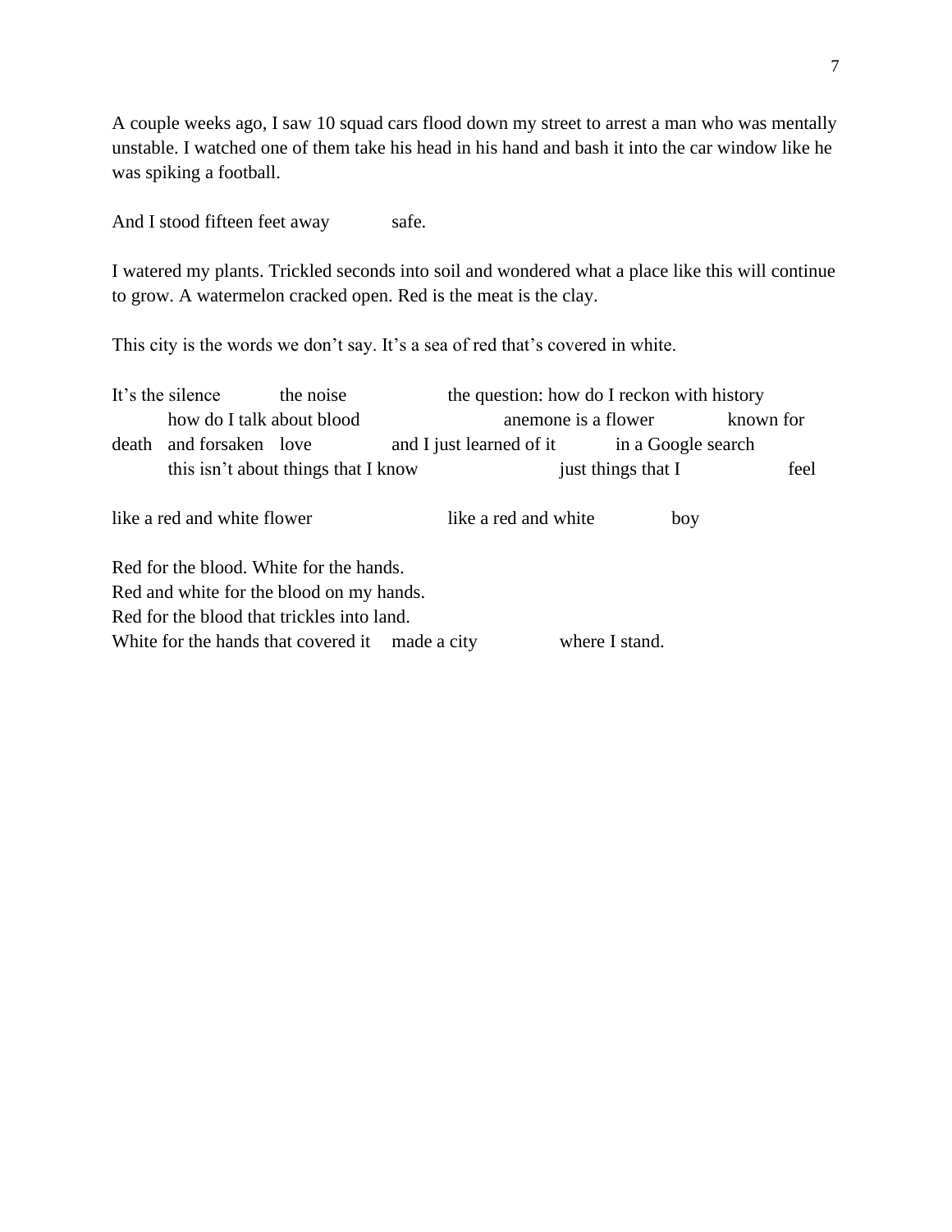A couple weeks ago, I saw 10 squad cars flood down my street to arrest a man who was mentally unstable. I watched one of them take his head in his hand and bash it into the car window like he was spiking a football.

And I stood fifteen feet away          safe.

I watered my plants. Trickled seconds into soil and wondered what a place like this will continue to grow. A watermelon cracked open. Red is the meat is the clay.

This city is the words we don't say. It's a sea of red that's covered in white.

It's the silence          the noise          the question: how do I reckon with history
          how do I talk about blood          anemone is a flower          known for
death   and forsaken   love          and I just learned of it          in a Google search
          this isn't about things that I know          just things that I          feel

like a red and white flower          like a red and white          boy

Red for the blood. White for the hands.
Red and white for the blood on my hands.
Red for the blood that trickles into land.
White for the hands that covered it   made a city          where I stand.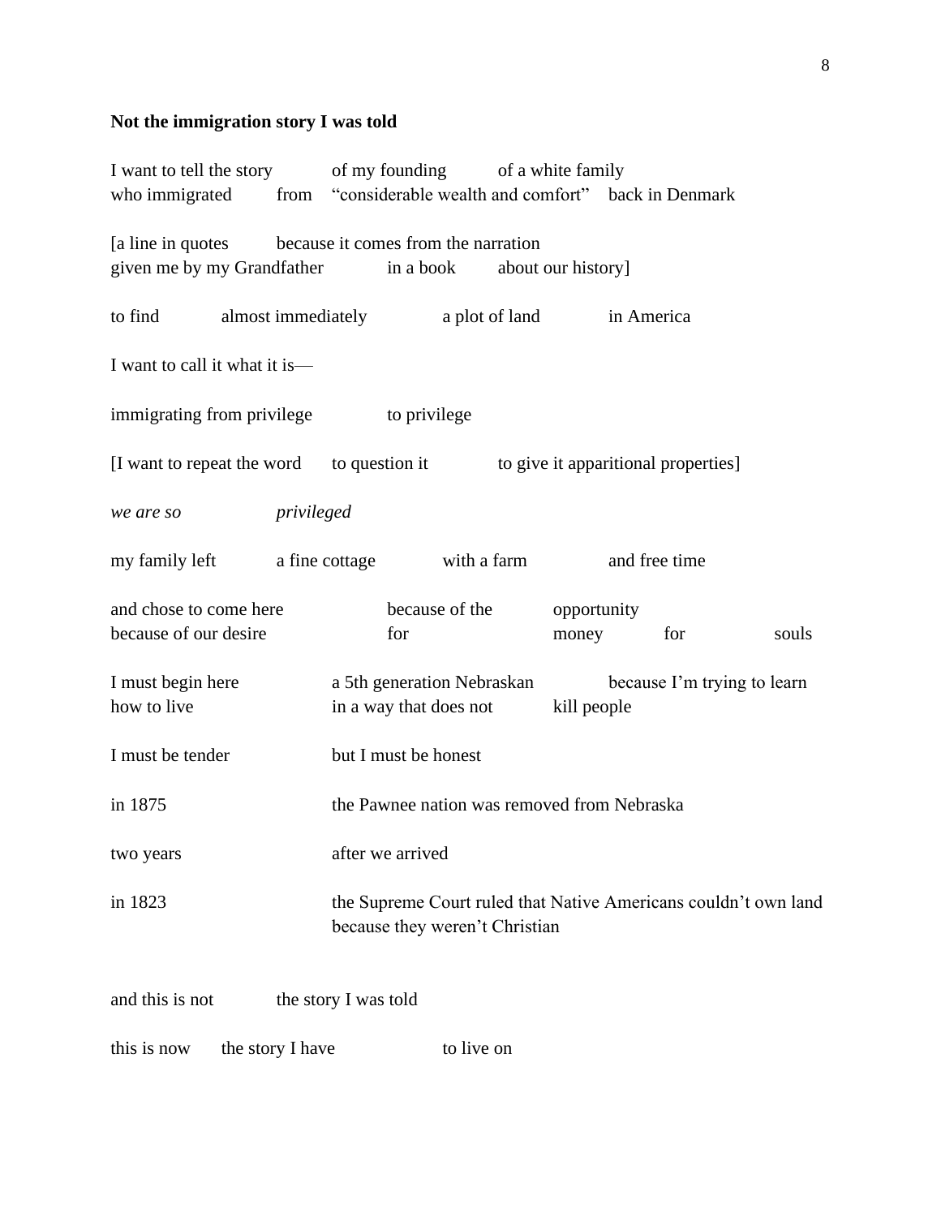**Not the immigration story I was told**

I want to tell the story of my founding of a white family
who immigrated from "considerable wealth and comfort" back in Denmark

[a line in quotes because it comes from the narration
given me by my Grandfather in a book about our history]

to find almost immediately a plot of land in America

I want to call it what it is—

immigrating from privilege to privilege

[I want to repeat the word to question it to give it apparitional properties]

*we are so* *privileged*

my family left a fine cottage with a farm and free time

and chose to come here because of the opportunity
because of our desire for money for souls

I must begin here a 5th generation Nebraskan because I'm trying to learn
how to live in a way that does not kill people

I must be tender but I must be honest

in 1875 the Pawnee nation was removed from Nebraska

two years after we arrived

in 1823 the Supreme Court ruled that Native Americans couldn't own land
because they weren't Christian

and this is not the story I was told

this is now the story I have to live on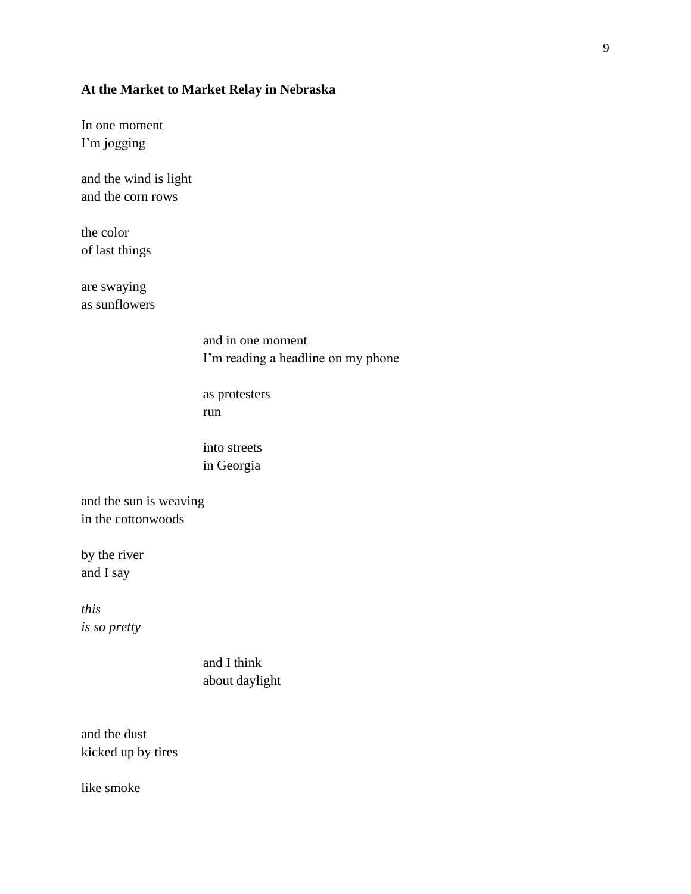**At the Market to Market Relay in Nebraska**

In one moment
I'm jogging

and the wind is light
and the corn rows

the color
of last things

are swaying
as sunflowers

&nbsp;&nbsp;&nbsp;&nbsp;&nbsp;&nbsp;&nbsp;&nbsp;&nbsp;&nbsp;&nbsp;&nbsp;and in one moment
&nbsp;&nbsp;&nbsp;&nbsp;&nbsp;&nbsp;&nbsp;&nbsp;&nbsp;&nbsp;&nbsp;&nbsp;I'm reading a headline on my phone

&nbsp;&nbsp;&nbsp;&nbsp;&nbsp;&nbsp;&nbsp;&nbsp;&nbsp;&nbsp;&nbsp;&nbsp;as protesters
&nbsp;&nbsp;&nbsp;&nbsp;&nbsp;&nbsp;&nbsp;&nbsp;&nbsp;&nbsp;&nbsp;&nbsp;run

&nbsp;&nbsp;&nbsp;&nbsp;&nbsp;&nbsp;&nbsp;&nbsp;&nbsp;&nbsp;&nbsp;&nbsp;into streets
&nbsp;&nbsp;&nbsp;&nbsp;&nbsp;&nbsp;&nbsp;&nbsp;&nbsp;&nbsp;&nbsp;&nbsp;in Georgia

and the sun is weaving
in the cottonwoods

by the river
and I say

*this*
*is so pretty*

&nbsp;&nbsp;&nbsp;&nbsp;&nbsp;&nbsp;&nbsp;&nbsp;&nbsp;&nbsp;&nbsp;&nbsp;and I think
&nbsp;&nbsp;&nbsp;&nbsp;&nbsp;&nbsp;&nbsp;&nbsp;&nbsp;&nbsp;&nbsp;&nbsp;about daylight

and the dust
kicked up by tires

like smoke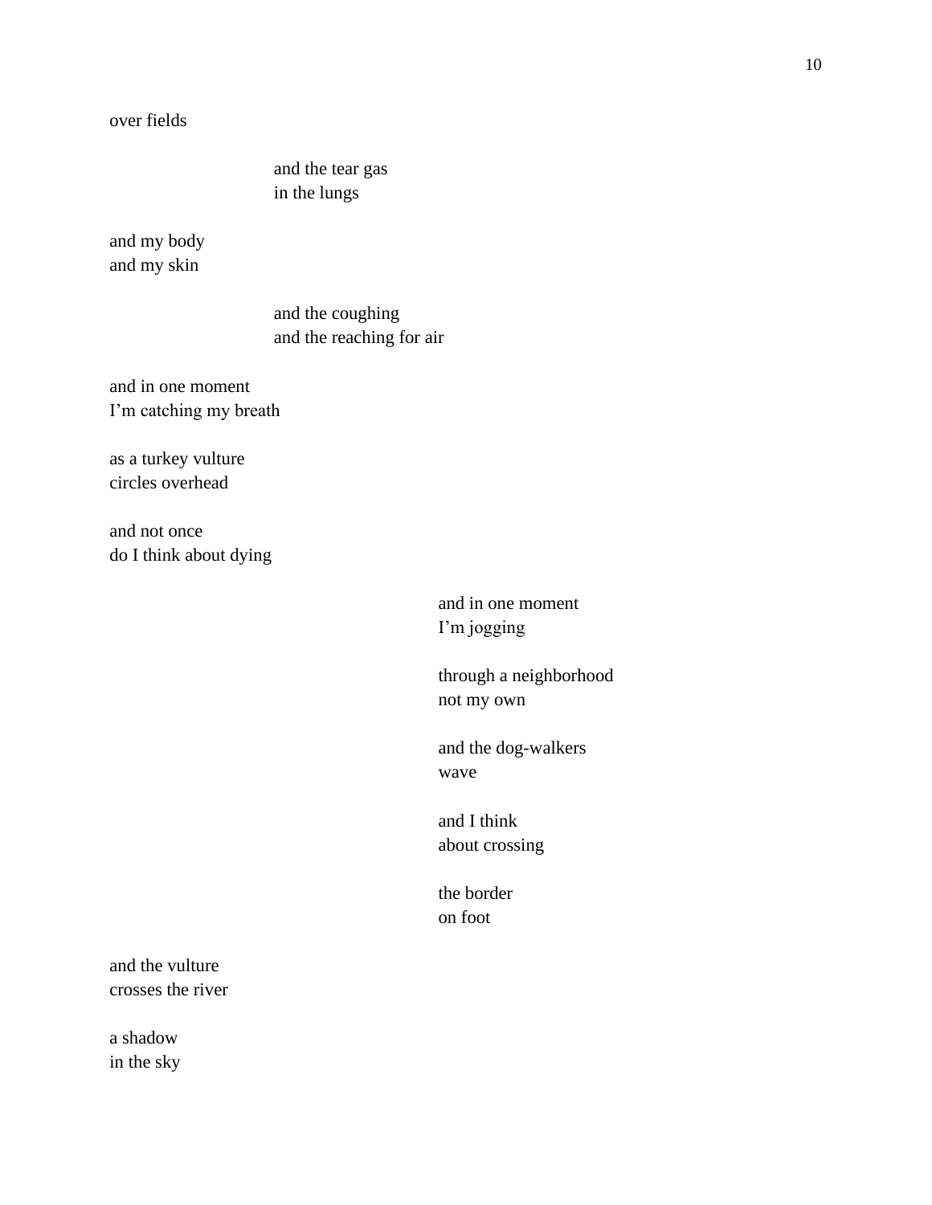over fields

&nbsp;&nbsp;&nbsp;&nbsp;&nbsp;&nbsp;&nbsp;&nbsp;&nbsp;&nbsp;&nbsp;&nbsp;&nbsp;&nbsp;&nbsp;&nbsp;and the tear gas
&nbsp;&nbsp;&nbsp;&nbsp;&nbsp;&nbsp;&nbsp;&nbsp;&nbsp;&nbsp;&nbsp;&nbsp;&nbsp;&nbsp;&nbsp;&nbsp;in the lungs

and my body
and my skin

&nbsp;&nbsp;&nbsp;&nbsp;&nbsp;&nbsp;&nbsp;&nbsp;&nbsp;&nbsp;&nbsp;&nbsp;&nbsp;&nbsp;&nbsp;&nbsp;and the coughing
&nbsp;&nbsp;&nbsp;&nbsp;&nbsp;&nbsp;&nbsp;&nbsp;&nbsp;&nbsp;&nbsp;&nbsp;&nbsp;&nbsp;&nbsp;&nbsp;and the reaching for air

and in one moment
I'm catching my breath

as a turkey vulture
circles overhead

and not once
do I think about dying

&nbsp;&nbsp;&nbsp;&nbsp;&nbsp;&nbsp;&nbsp;&nbsp;&nbsp;&nbsp;&nbsp;&nbsp;&nbsp;&nbsp;&nbsp;&nbsp;&nbsp;&nbsp;&nbsp;&nbsp;&nbsp;&nbsp;&nbsp;&nbsp;&nbsp;&nbsp;&nbsp;&nbsp;&nbsp;&nbsp;&nbsp;&nbsp;and in one moment
&nbsp;&nbsp;&nbsp;&nbsp;&nbsp;&nbsp;&nbsp;&nbsp;&nbsp;&nbsp;&nbsp;&nbsp;&nbsp;&nbsp;&nbsp;&nbsp;&nbsp;&nbsp;&nbsp;&nbsp;&nbsp;&nbsp;&nbsp;&nbsp;&nbsp;&nbsp;&nbsp;&nbsp;&nbsp;&nbsp;&nbsp;&nbsp;I'm jogging

&nbsp;&nbsp;&nbsp;&nbsp;&nbsp;&nbsp;&nbsp;&nbsp;&nbsp;&nbsp;&nbsp;&nbsp;&nbsp;&nbsp;&nbsp;&nbsp;&nbsp;&nbsp;&nbsp;&nbsp;&nbsp;&nbsp;&nbsp;&nbsp;&nbsp;&nbsp;&nbsp;&nbsp;&nbsp;&nbsp;&nbsp;&nbsp;through a neighborhood
&nbsp;&nbsp;&nbsp;&nbsp;&nbsp;&nbsp;&nbsp;&nbsp;&nbsp;&nbsp;&nbsp;&nbsp;&nbsp;&nbsp;&nbsp;&nbsp;&nbsp;&nbsp;&nbsp;&nbsp;&nbsp;&nbsp;&nbsp;&nbsp;&nbsp;&nbsp;&nbsp;&nbsp;&nbsp;&nbsp;&nbsp;&nbsp;not my own

&nbsp;&nbsp;&nbsp;&nbsp;&nbsp;&nbsp;&nbsp;&nbsp;&nbsp;&nbsp;&nbsp;&nbsp;&nbsp;&nbsp;&nbsp;&nbsp;&nbsp;&nbsp;&nbsp;&nbsp;&nbsp;&nbsp;&nbsp;&nbsp;&nbsp;&nbsp;&nbsp;&nbsp;&nbsp;&nbsp;&nbsp;&nbsp;and the dog-walkers
&nbsp;&nbsp;&nbsp;&nbsp;&nbsp;&nbsp;&nbsp;&nbsp;&nbsp;&nbsp;&nbsp;&nbsp;&nbsp;&nbsp;&nbsp;&nbsp;&nbsp;&nbsp;&nbsp;&nbsp;&nbsp;&nbsp;&nbsp;&nbsp;&nbsp;&nbsp;&nbsp;&nbsp;&nbsp;&nbsp;&nbsp;&nbsp;wave

&nbsp;&nbsp;&nbsp;&nbsp;&nbsp;&nbsp;&nbsp;&nbsp;&nbsp;&nbsp;&nbsp;&nbsp;&nbsp;&nbsp;&nbsp;&nbsp;&nbsp;&nbsp;&nbsp;&nbsp;&nbsp;&nbsp;&nbsp;&nbsp;&nbsp;&nbsp;&nbsp;&nbsp;&nbsp;&nbsp;&nbsp;&nbsp;and I think
&nbsp;&nbsp;&nbsp;&nbsp;&nbsp;&nbsp;&nbsp;&nbsp;&nbsp;&nbsp;&nbsp;&nbsp;&nbsp;&nbsp;&nbsp;&nbsp;&nbsp;&nbsp;&nbsp;&nbsp;&nbsp;&nbsp;&nbsp;&nbsp;&nbsp;&nbsp;&nbsp;&nbsp;&nbsp;&nbsp;&nbsp;&nbsp;about crossing

&nbsp;&nbsp;&nbsp;&nbsp;&nbsp;&nbsp;&nbsp;&nbsp;&nbsp;&nbsp;&nbsp;&nbsp;&nbsp;&nbsp;&nbsp;&nbsp;&nbsp;&nbsp;&nbsp;&nbsp;&nbsp;&nbsp;&nbsp;&nbsp;&nbsp;&nbsp;&nbsp;&nbsp;&nbsp;&nbsp;&nbsp;&nbsp;the border
&nbsp;&nbsp;&nbsp;&nbsp;&nbsp;&nbsp;&nbsp;&nbsp;&nbsp;&nbsp;&nbsp;&nbsp;&nbsp;&nbsp;&nbsp;&nbsp;&nbsp;&nbsp;&nbsp;&nbsp;&nbsp;&nbsp;&nbsp;&nbsp;&nbsp;&nbsp;&nbsp;&nbsp;&nbsp;&nbsp;&nbsp;&nbsp;on foot

and the vulture
crosses the river

a shadow
in the sky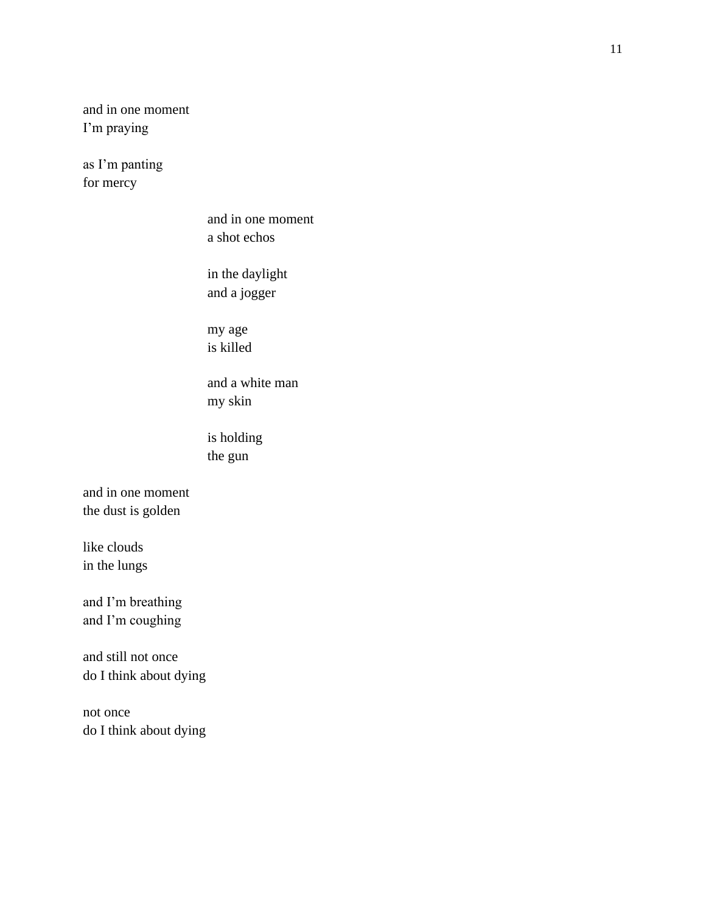and in one moment  
I'm praying

as I'm panting  
for mercy

&nbsp;&nbsp;&nbsp;&nbsp;&nbsp;&nbsp;&nbsp;&nbsp;&nbsp;&nbsp;&nbsp;&nbsp;&nbsp;&nbsp;&nbsp;&nbsp;&nbsp;&nbsp;&nbsp;&nbsp;and in one moment  
&nbsp;&nbsp;&nbsp;&nbsp;&nbsp;&nbsp;&nbsp;&nbsp;&nbsp;&nbsp;&nbsp;&nbsp;&nbsp;&nbsp;&nbsp;&nbsp;&nbsp;&nbsp;&nbsp;&nbsp;a shot echos

&nbsp;&nbsp;&nbsp;&nbsp;&nbsp;&nbsp;&nbsp;&nbsp;&nbsp;&nbsp;&nbsp;&nbsp;&nbsp;&nbsp;&nbsp;&nbsp;&nbsp;&nbsp;&nbsp;&nbsp;in the daylight  
&nbsp;&nbsp;&nbsp;&nbsp;&nbsp;&nbsp;&nbsp;&nbsp;&nbsp;&nbsp;&nbsp;&nbsp;&nbsp;&nbsp;&nbsp;&nbsp;&nbsp;&nbsp;&nbsp;&nbsp;and a jogger

&nbsp;&nbsp;&nbsp;&nbsp;&nbsp;&nbsp;&nbsp;&nbsp;&nbsp;&nbsp;&nbsp;&nbsp;&nbsp;&nbsp;&nbsp;&nbsp;&nbsp;&nbsp;&nbsp;&nbsp;my age  
&nbsp;&nbsp;&nbsp;&nbsp;&nbsp;&nbsp;&nbsp;&nbsp;&nbsp;&nbsp;&nbsp;&nbsp;&nbsp;&nbsp;&nbsp;&nbsp;&nbsp;&nbsp;&nbsp;&nbsp;is killed

&nbsp;&nbsp;&nbsp;&nbsp;&nbsp;&nbsp;&nbsp;&nbsp;&nbsp;&nbsp;&nbsp;&nbsp;&nbsp;&nbsp;&nbsp;&nbsp;&nbsp;&nbsp;&nbsp;&nbsp;and a white man  
&nbsp;&nbsp;&nbsp;&nbsp;&nbsp;&nbsp;&nbsp;&nbsp;&nbsp;&nbsp;&nbsp;&nbsp;&nbsp;&nbsp;&nbsp;&nbsp;&nbsp;&nbsp;&nbsp;&nbsp;my skin

&nbsp;&nbsp;&nbsp;&nbsp;&nbsp;&nbsp;&nbsp;&nbsp;&nbsp;&nbsp;&nbsp;&nbsp;&nbsp;&nbsp;&nbsp;&nbsp;&nbsp;&nbsp;&nbsp;&nbsp;is holding  
&nbsp;&nbsp;&nbsp;&nbsp;&nbsp;&nbsp;&nbsp;&nbsp;&nbsp;&nbsp;&nbsp;&nbsp;&nbsp;&nbsp;&nbsp;&nbsp;&nbsp;&nbsp;&nbsp;&nbsp;the gun

and in one moment  
the dust is golden

like clouds  
in the lungs

and I'm breathing  
and I'm coughing

and still not once  
do I think about dying

not once  
do I think about dying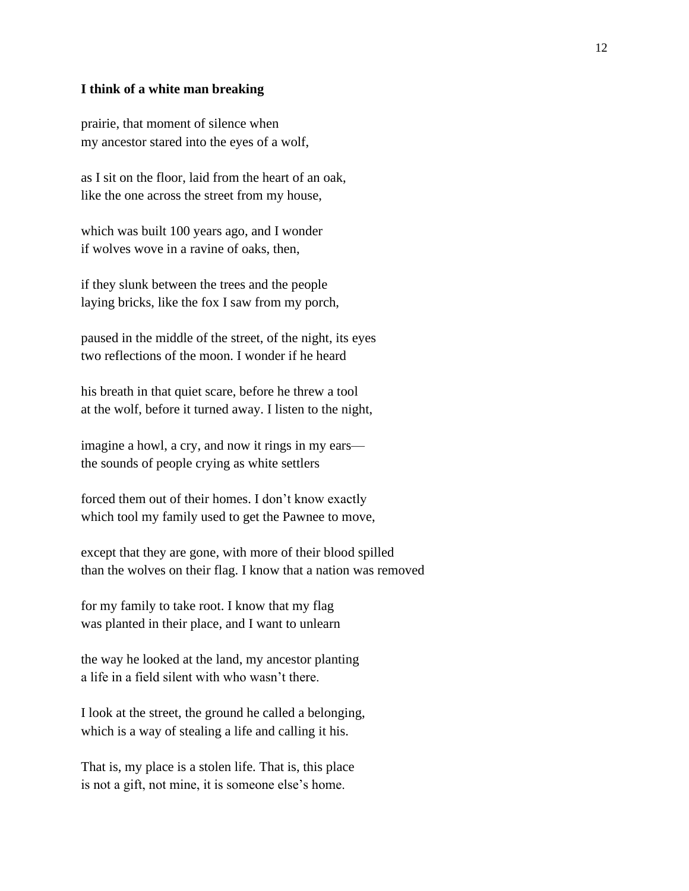**I think of a white man breaking**

prairie, that moment of silence when
my ancestor stared into the eyes of a wolf,

as I sit on the floor, laid from the heart of an oak,
like the one across the street from my house,

which was built 100 years ago, and I wonder
if wolves wove in a ravine of oaks, then,

if they slunk between the trees and the people
laying bricks, like the fox I saw from my porch,

paused in the middle of the street, of the night, its eyes
two reflections of the moon. I wonder if he heard

his breath in that quiet scare, before he threw a tool
at the wolf, before it turned away. I listen to the night,

imagine a howl, a cry, and now it rings in my ears—
the sounds of people crying as white settlers

forced them out of their homes. I don't know exactly
which tool my family used to get the Pawnee to move,

except that they are gone, with more of their blood spilled
than the wolves on their flag. I know that a nation was removed

for my family to take root. I know that my flag
was planted in their place, and I want to unlearn

the way he looked at the land, my ancestor planting
a life in a field silent with who wasn't there.

I look at the street, the ground he called a belonging,
which is a way of stealing a life and calling it his.

That is, my place is a stolen life. That is, this place
is not a gift, not mine, it is someone else's home.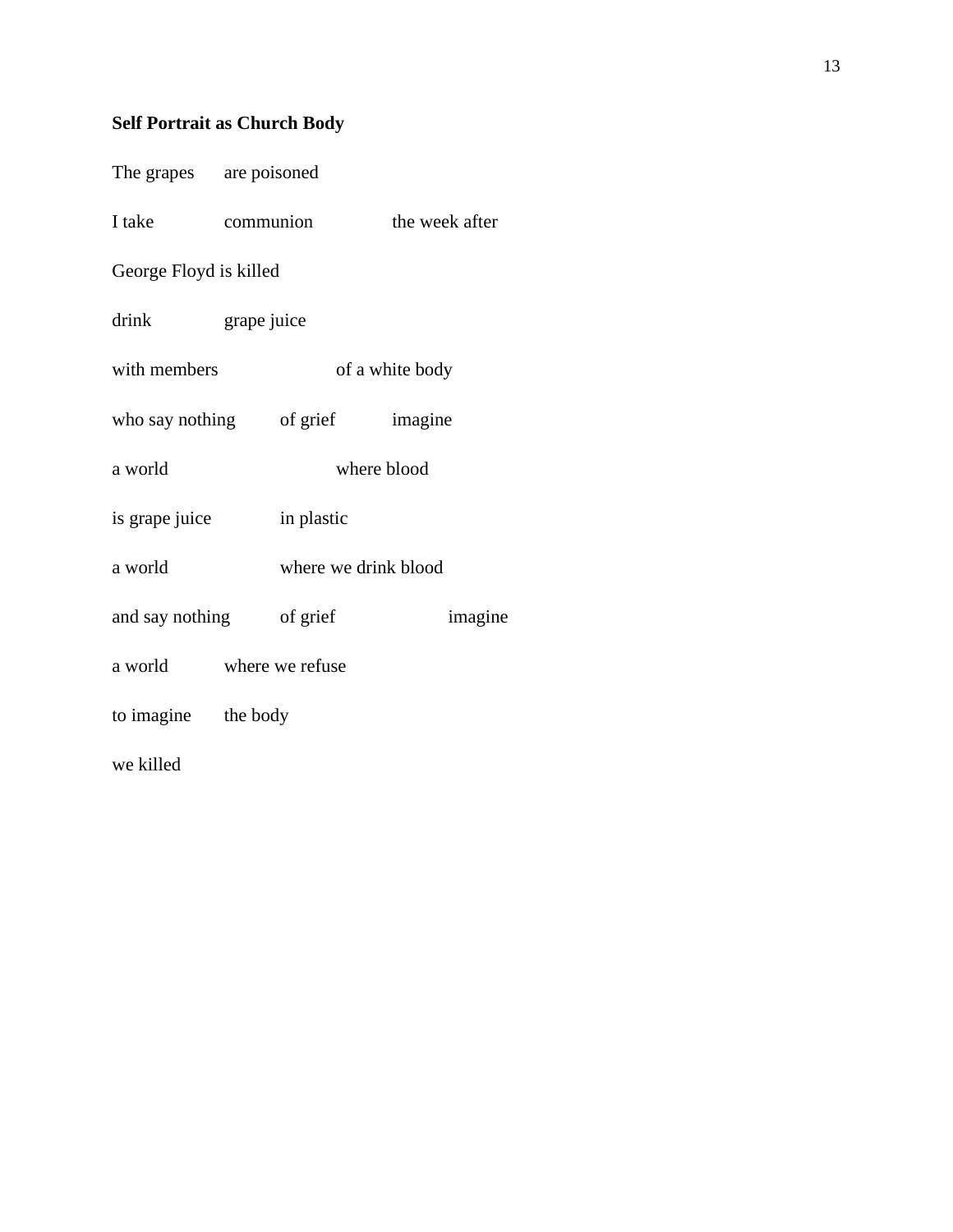**Self Portrait as Church Body**

The grapes      are poisoned

I take      communion      the week after

George Floyd is killed

drink      grape juice

with members      of a white body

who say nothing      of grief      imagine

a world      where blood

is grape juice      in plastic

a world      where we drink blood

and say nothing      of grief      imagine

a world      where we refuse

to imagine      the body

we killed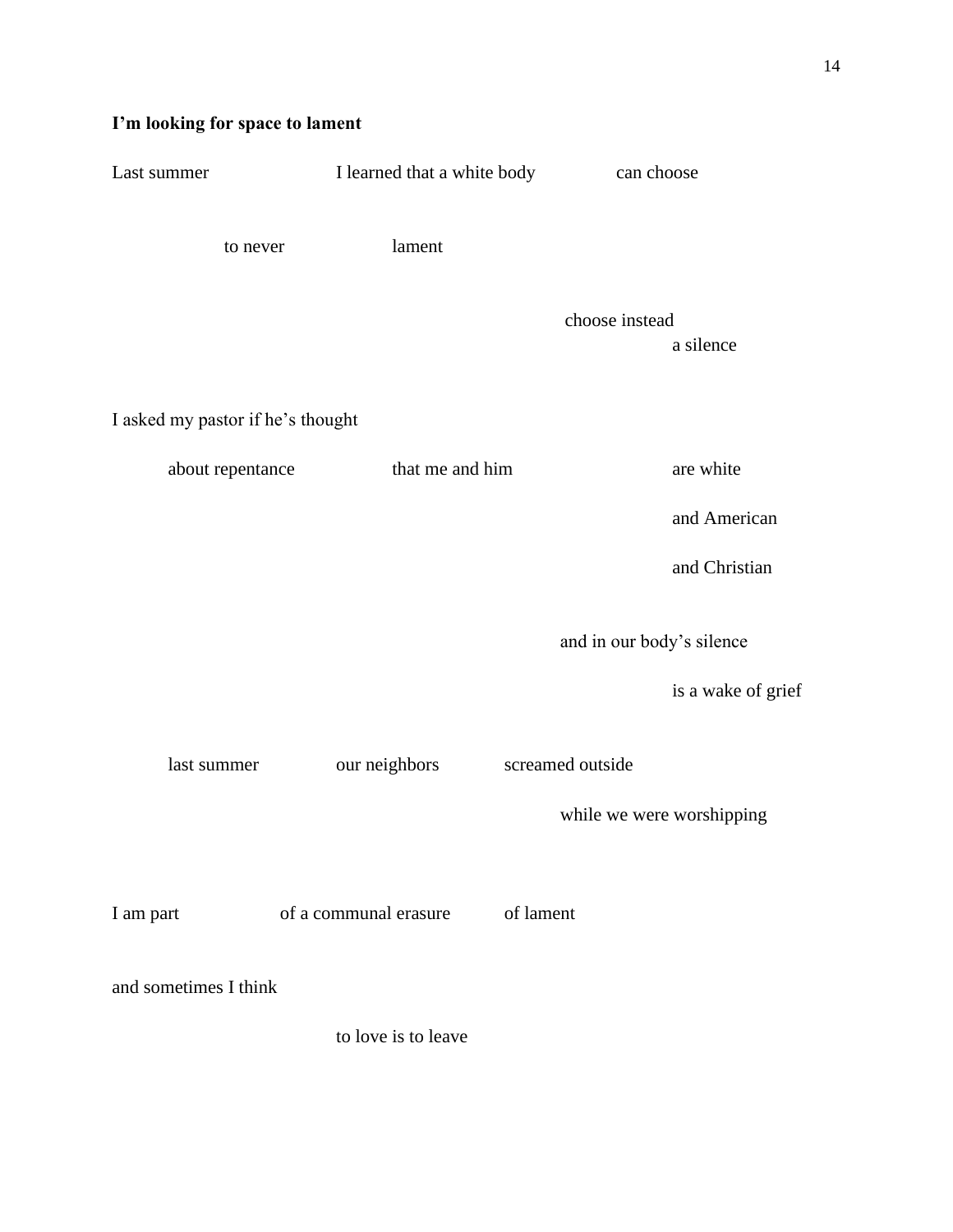**I'm looking for space to lament**

Last summer I learned that a white body can choose

to never lament

choose instead
a silence

I asked my pastor if he's thought

about repentance that me and him are white

and American

and Christian

and in our body's silence

is a wake of grief

last summer our neighbors screamed outside

while we were worshipping

I am part of a communal erasure of lament

and sometimes I think

to love is to leave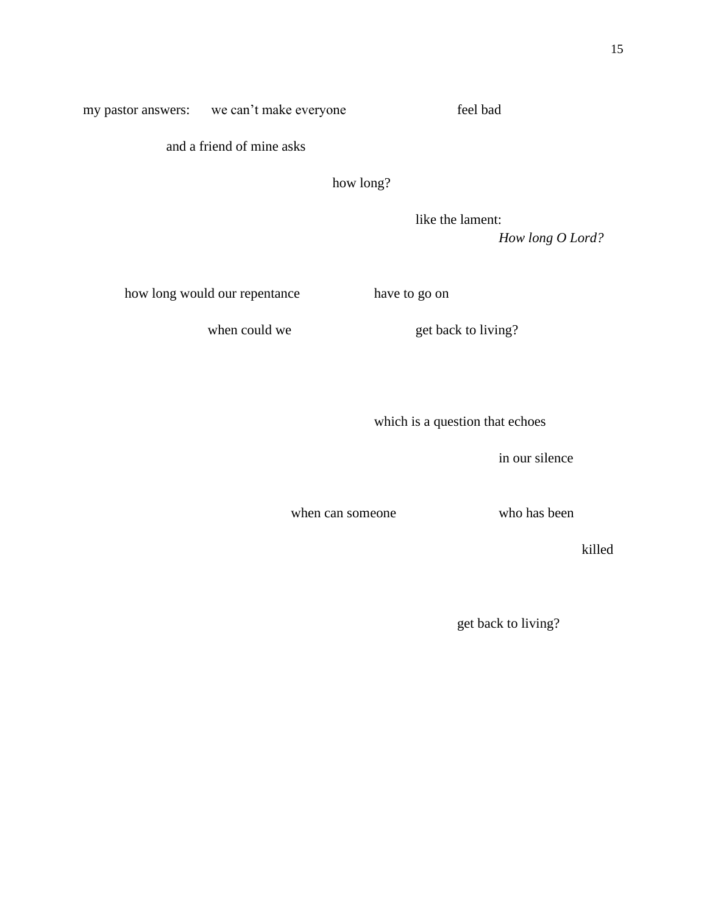my pastor answers:      we can't make everyone                    feel bad

and a friend of mine asks

how long?

like the lament:
*How long O Lord?*

how long would our repentance                have to go on

when could we                    get back to living?

which is a question that echoes

in our silence

when can someone                    who has been

killed

get back to living?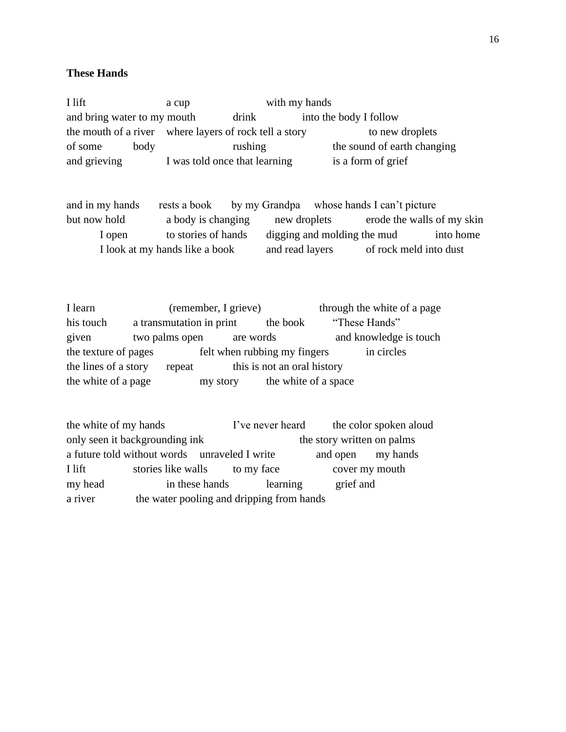**These Hands**

I lift                    a cup                    with my hands
and bring water to my mouth          drink          into the body I follow
the mouth of a river    where layers of rock tell a story             to new droplets
of some        body                    rushing               the sound of earth changing
and grieving          I was told once that learning          is a form of grief

and in my hands     rests a book     by my Grandpa    whose hands I can't picture
but now hold          a body is changing       new droplets        erode the walls of my skin
        I open          to stories of hands     digging and molding the mud          into home
        I look at my hands like a book        and read layers        of rock meld into dust

I learn                    (remember, I grieve)               through the white of a page
his touch       a transmutation in print        the book        "These Hands"
given            two palms open        are words               and knowledge is touch
the texture of pages             felt when rubbing my fingers          in circles
the lines of a story     repeat          this is not an oral history
the white of a page             my story       the white of a space

the white of my hands                    I've never heard        the color spoken aloud
only seen it backgrounding ink                        the story written on palms
a future told without words    unraveled I write           and open      my hands
I lift             stories like walls       to my face              cover my mouth
my head                 in these hands          learning          grief and
a river            the water pooling and dripping from hands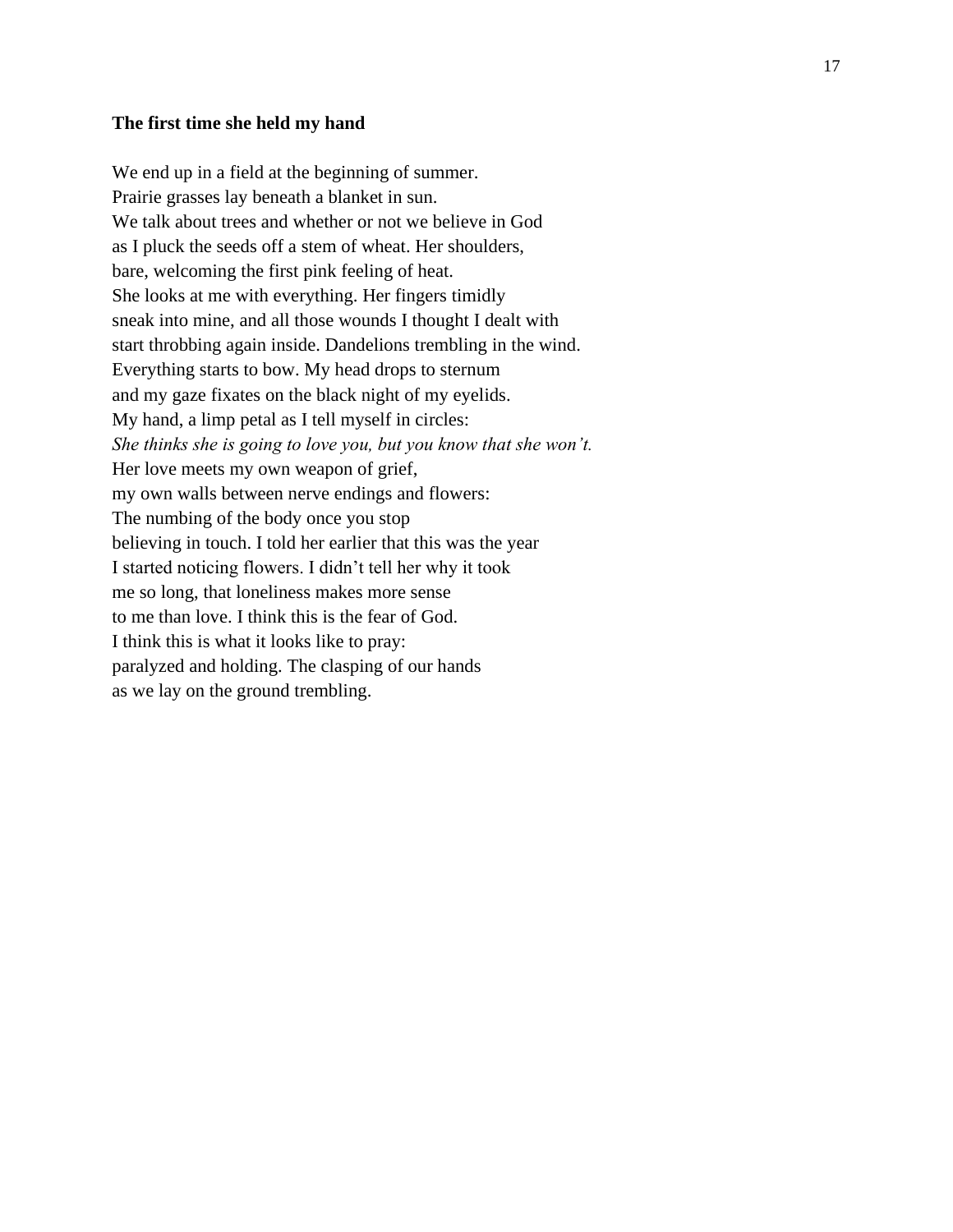**The first time she held my hand**

We end up in a field at the beginning of summer.
Prairie grasses lay beneath a blanket in sun.
We talk about trees and whether or not we believe in God
as I pluck the seeds off a stem of wheat. Her shoulders,
bare, welcoming the first pink feeling of heat.
She looks at me with everything. Her fingers timidly
sneak into mine, and all those wounds I thought I dealt with
start throbbing again inside. Dandelions trembling in the wind.
Everything starts to bow. My head drops to sternum
and my gaze fixates on the black night of my eyelids.
My hand, a limp petal as I tell myself in circles:
*She thinks she is going to love you, but you know that she won't.*
Her love meets my own weapon of grief,
my own walls between nerve endings and flowers:
The numbing of the body once you stop
believing in touch. I told her earlier that this was the year
I started noticing flowers. I didn't tell her why it took
me so long, that loneliness makes more sense
to me than love. I think this is the fear of God.
I think this is what it looks like to pray:
paralyzed and holding. The clasping of our hands
as we lay on the ground trembling.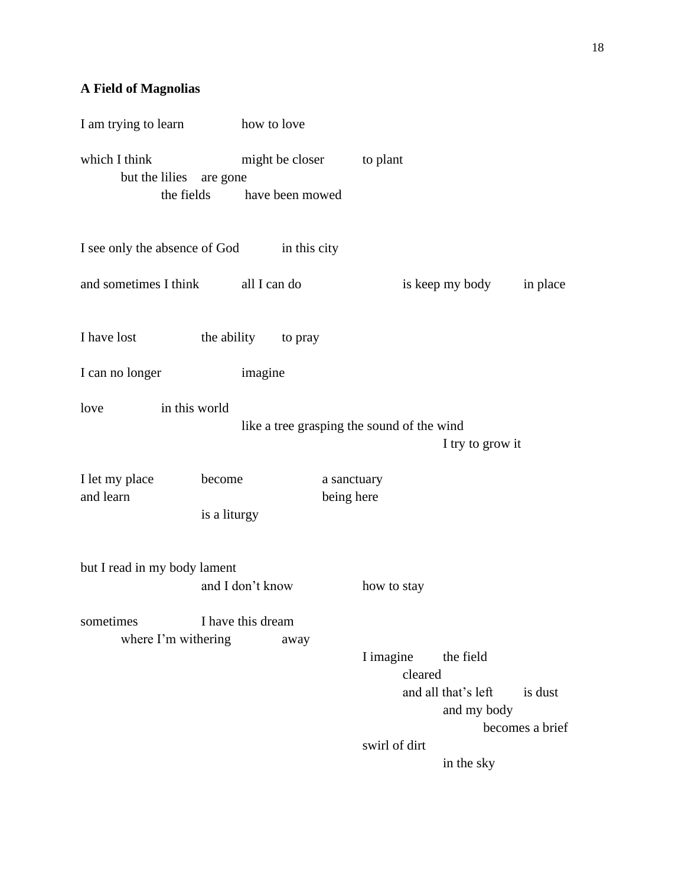**A Field of Magnolias**

I am trying to learn                how to love

which I think                might be closer            to plant
        but the lilies    are gone
                the fields            have been mowed

I see only the absence of God            in this city

and sometimes I think            all I can do                        is keep my body            in place

I have lost                the ability        to pray

I can no longer                    imagine

love                in this world
                        like a tree grasping the sound of the wind
                                                                I try to grow it

I let my place            become                    a sanctuary
and learn                                            being here
                        is a liturgy

but I read in my body lament
                        and I don't know                how to stay

sometimes                I have this dream
        where I'm withering                away
                                                    I imagine        the field
                                                            cleared
                                                            and all that's left        is dust
                                                                    and my body
                                                                            becomes a brief
                                                    swirl of dirt
                                                                    in the sky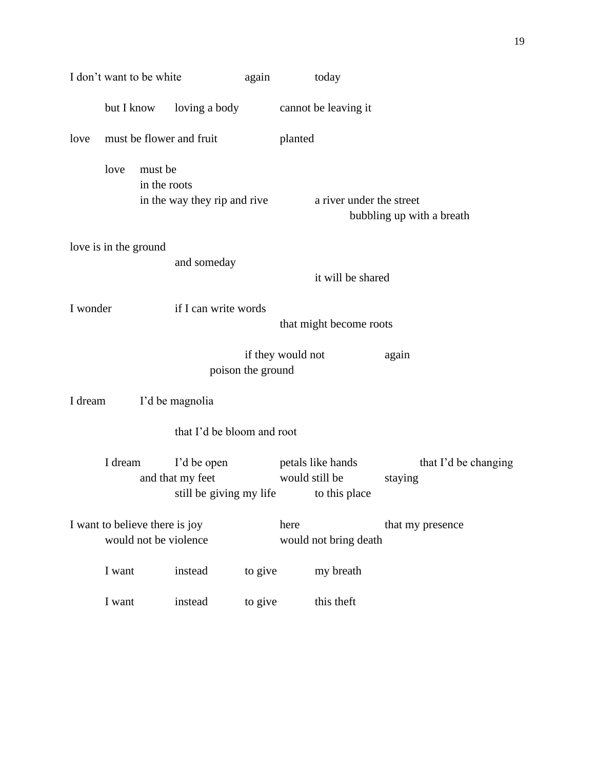I don't want to be white again today

but I know loving a body cannot be leaving it

love must be flower and fruit planted

love must be
in the roots
in the way they rip and rive a river under the street
bubbling up with a breath

love is in the ground
and someday
it will be shared

I wonder if I can write words
that might become roots

if they would not again
poison the ground

I dream I'd be magnolia

that I'd be bloom and root

I dream I'd be open petals like hands that I'd be changing
and that my feet would still be staying
still be giving my life to this place

I want to believe there is joy here that my presence
would not be violence would not bring death

I want instead to give my breath

I want instead to give this theft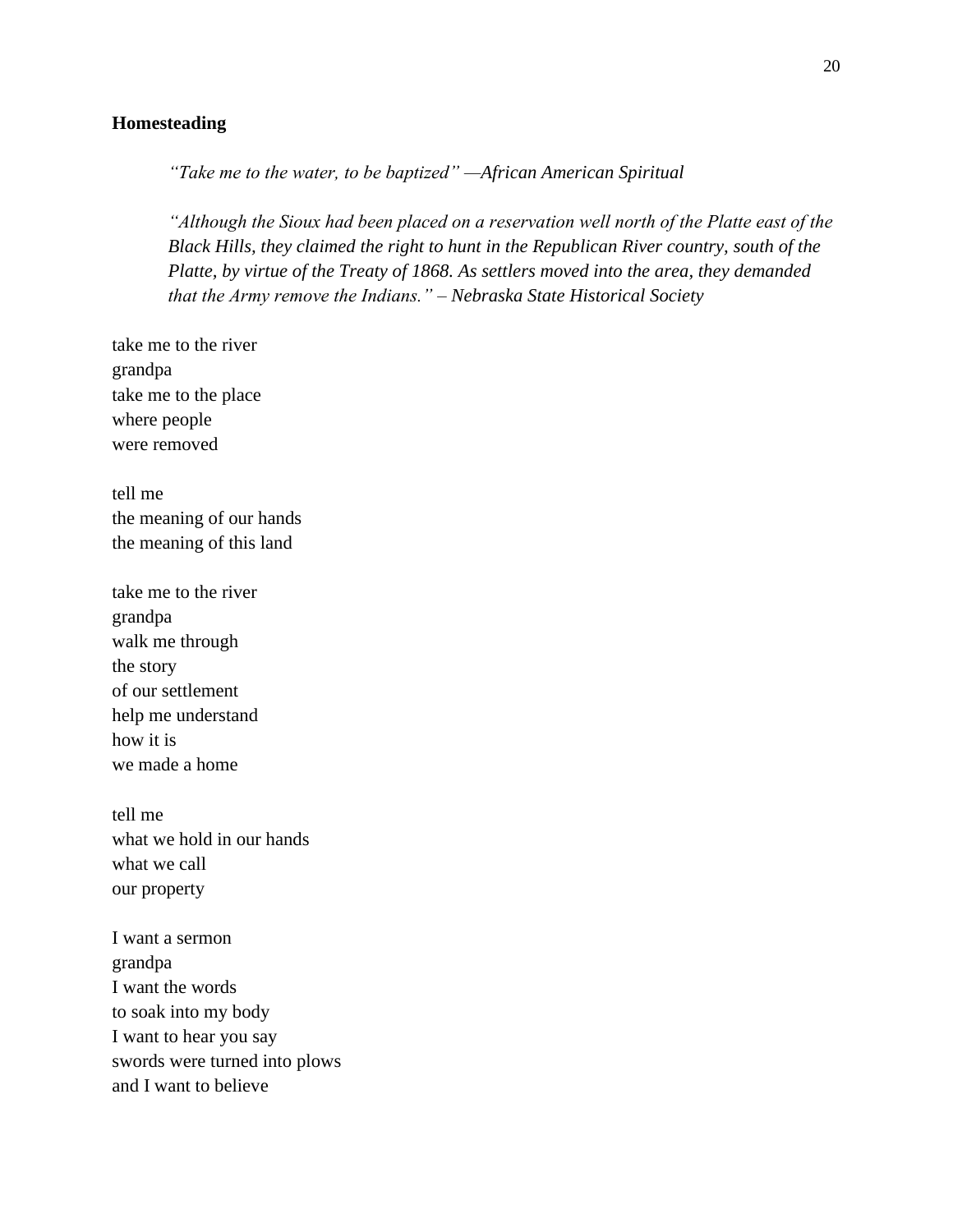**Homesteading**

> *"Take me to the water, to be baptized" —African American Spiritual*
>
> *"Although the Sioux had been placed on a reservation well north of the Platte east of the Black Hills, they claimed the right to hunt in the Republican River country, south of the Platte, by virtue of the Treaty of 1868. As settlers moved into the area, they demanded that the Army remove the Indians." – Nebraska State Historical Society*

take me to the river  
grandpa  
take me to the place  
where people  
were removed

tell me  
the meaning of our hands  
the meaning of this land

take me to the river  
grandpa  
walk me through  
the story  
of our settlement  
help me understand  
how it is  
we made a home

tell me  
what we hold in our hands  
what we call  
our property

I want a sermon  
grandpa  
I want the words  
to soak into my body  
I want to hear you say  
swords were turned into plows  
and I want to believe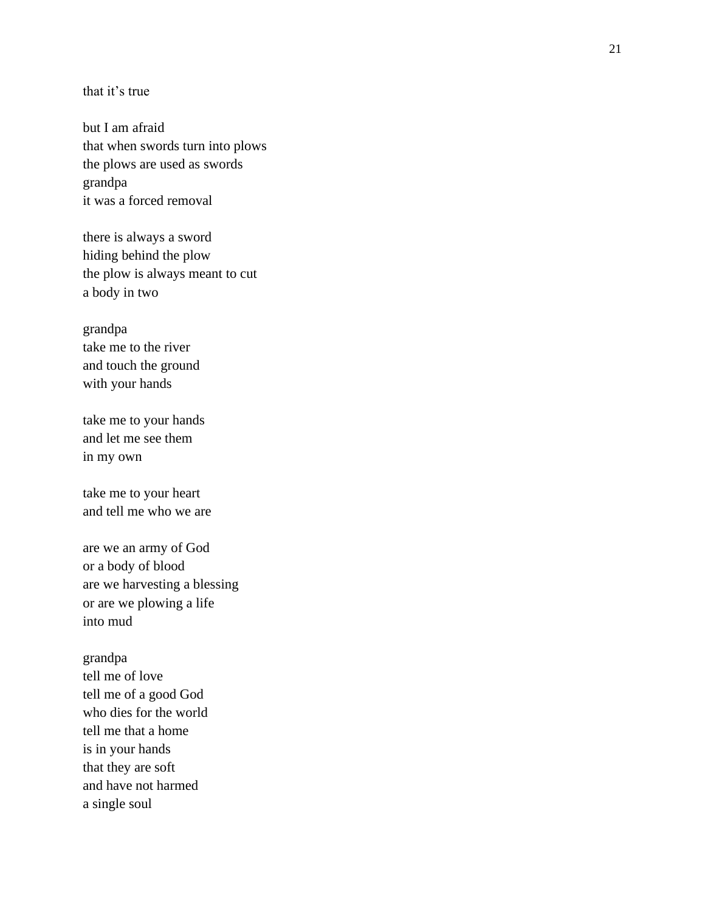that it's true

but I am afraid
that when swords turn into plows
the plows are used as swords
grandpa
it was a forced removal

there is always a sword
hiding behind the plow
the plow is always meant to cut
a body in two

grandpa
take me to the river
and touch the ground
with your hands

take me to your hands
and let me see them
in my own

take me to your heart
and tell me who we are

are we an army of God
or a body of blood
are we harvesting a blessing
or are we plowing a life
into mud

grandpa
tell me of love
tell me of a good God
who dies for the world
tell me that a home
is in your hands
that they are soft
and have not harmed
a single soul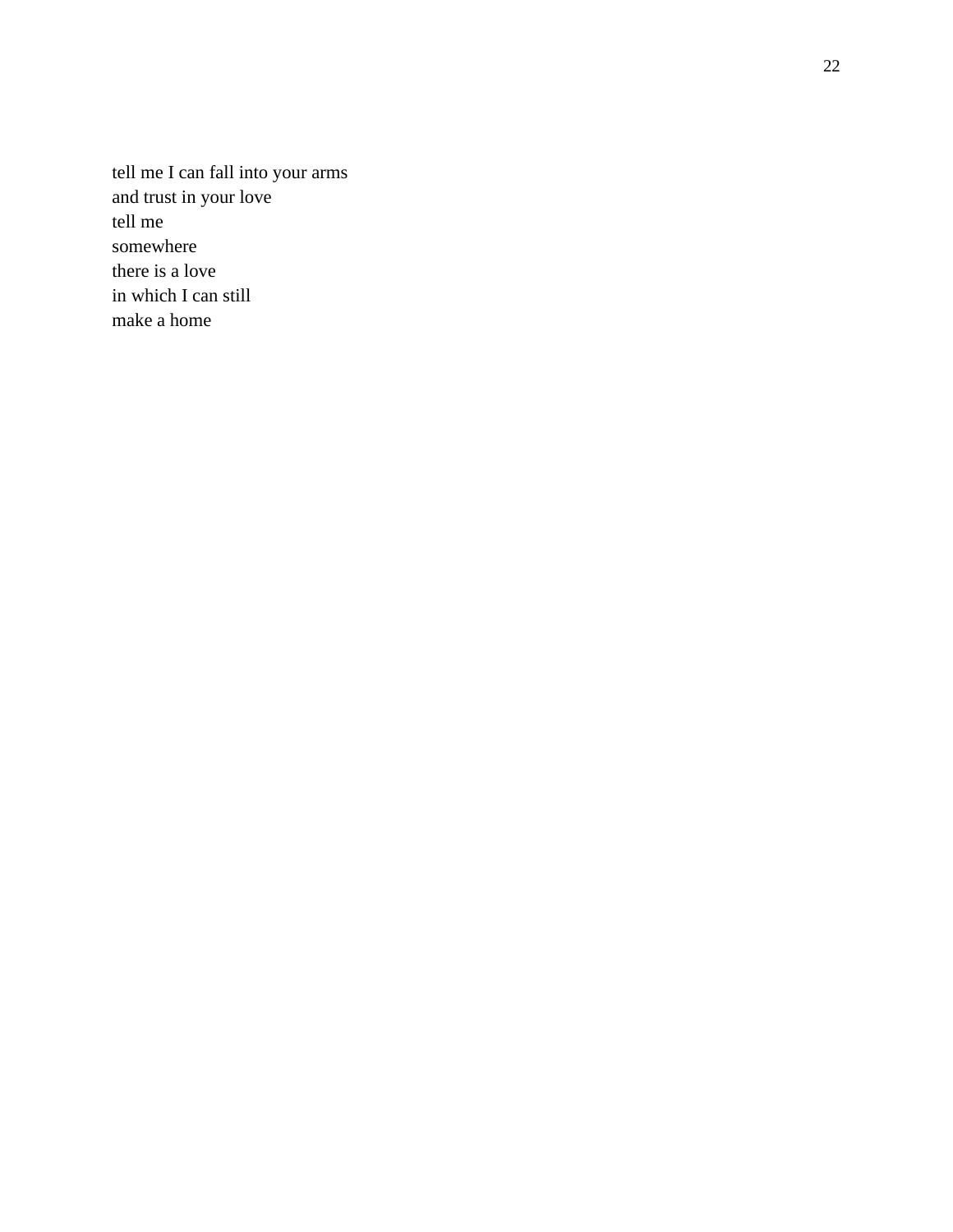tell me I can fall into your arms
and trust in your love
tell me
somewhere
there is a love
in which I can still
make a home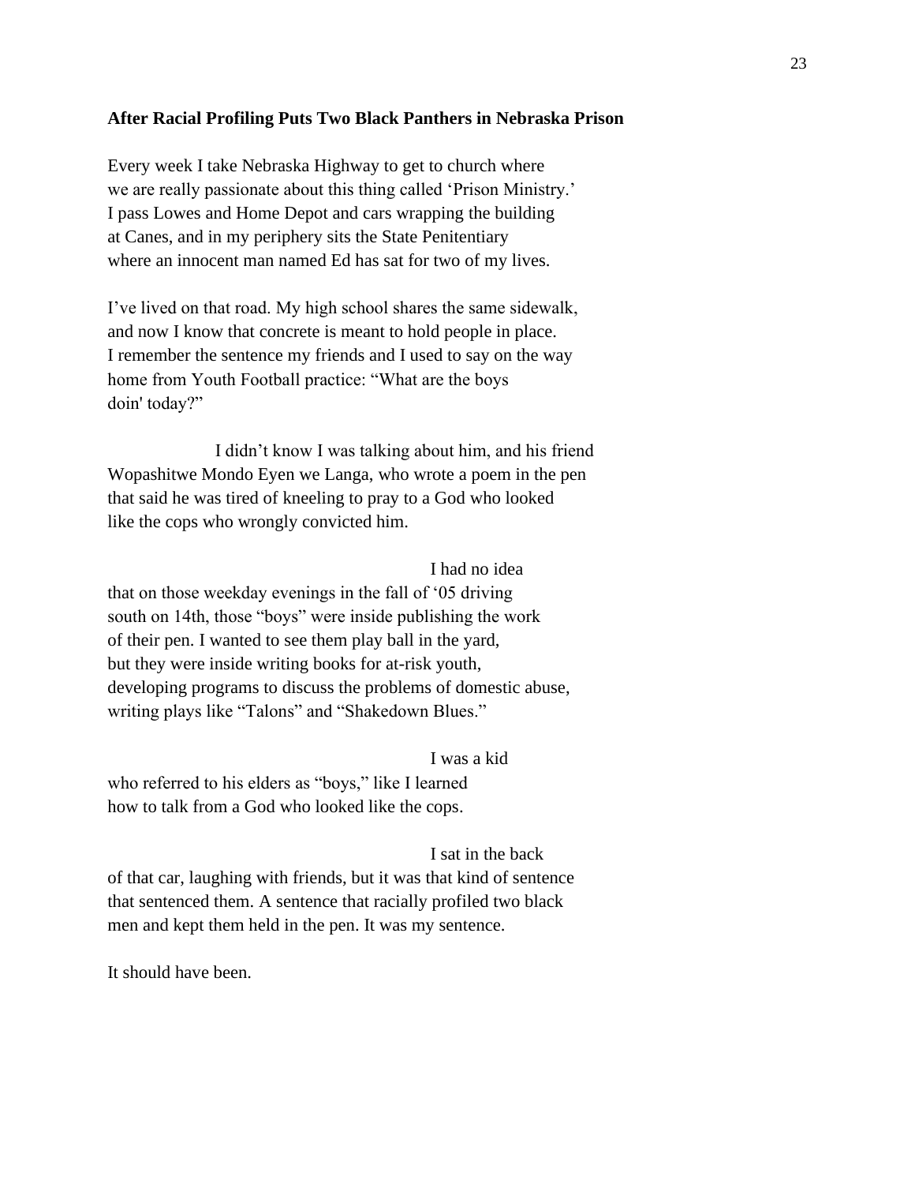**After Racial Profiling Puts Two Black Panthers in Nebraska Prison**

Every week I take Nebraska Highway to get to church where
we are really passionate about this thing called 'Prison Ministry.'
I pass Lowes and Home Depot and cars wrapping the building
at Canes, and in my periphery sits the State Penitentiary
where an innocent man named Ed has sat for two of my lives.

I've lived on that road. My high school shares the same sidewalk,
and now I know that concrete is meant to hold people in place.
I remember the sentence my friends and I used to say on the way
home from Youth Football practice: "What are the boys
doin' today?"

&nbsp;&nbsp;&nbsp;&nbsp;&nbsp;&nbsp;&nbsp;&nbsp;&nbsp;&nbsp;&nbsp;&nbsp;&nbsp;&nbsp;&nbsp;&nbsp;&nbsp;&nbsp;&nbsp;&nbsp;I didn't know I was talking about him, and his friend
Wopashitwe Mondo Eyen we Langa, who wrote a poem in the pen
that said he was tired of kneeling to pray to a God who looked
like the cops who wrongly convicted him.

&nbsp;&nbsp;&nbsp;&nbsp;&nbsp;&nbsp;&nbsp;&nbsp;&nbsp;&nbsp;&nbsp;&nbsp;&nbsp;&nbsp;&nbsp;&nbsp;&nbsp;&nbsp;&nbsp;&nbsp;&nbsp;&nbsp;&nbsp;&nbsp;&nbsp;&nbsp;&nbsp;&nbsp;&nbsp;&nbsp;&nbsp;&nbsp;&nbsp;&nbsp;&nbsp;&nbsp;&nbsp;&nbsp;&nbsp;&nbsp;&nbsp;&nbsp;&nbsp;&nbsp;&nbsp;&nbsp;&nbsp;&nbsp;&nbsp;&nbsp;&nbsp;&nbsp;&nbsp;&nbsp;&nbsp;&nbsp;&nbsp;&nbsp;&nbsp;&nbsp;I had no idea
that on those weekday evenings in the fall of '05 driving
south on 14th, those "boys" were inside publishing the work
of their pen. I wanted to see them play ball in the yard,
but they were inside writing books for at-risk youth,
developing programs to discuss the problems of domestic abuse,
writing plays like "Talons" and "Shakedown Blues."

&nbsp;&nbsp;&nbsp;&nbsp;&nbsp;&nbsp;&nbsp;&nbsp;&nbsp;&nbsp;&nbsp;&nbsp;&nbsp;&nbsp;&nbsp;&nbsp;&nbsp;&nbsp;&nbsp;&nbsp;&nbsp;&nbsp;&nbsp;&nbsp;&nbsp;&nbsp;&nbsp;&nbsp;&nbsp;&nbsp;&nbsp;&nbsp;&nbsp;&nbsp;&nbsp;&nbsp;&nbsp;&nbsp;&nbsp;&nbsp;&nbsp;&nbsp;&nbsp;&nbsp;&nbsp;&nbsp;&nbsp;&nbsp;&nbsp;&nbsp;&nbsp;&nbsp;&nbsp;&nbsp;&nbsp;&nbsp;&nbsp;&nbsp;&nbsp;&nbsp;I was a kid
who referred to his elders as "boys," like I learned
how to talk from a God who looked like the cops.

&nbsp;&nbsp;&nbsp;&nbsp;&nbsp;&nbsp;&nbsp;&nbsp;&nbsp;&nbsp;&nbsp;&nbsp;&nbsp;&nbsp;&nbsp;&nbsp;&nbsp;&nbsp;&nbsp;&nbsp;&nbsp;&nbsp;&nbsp;&nbsp;&nbsp;&nbsp;&nbsp;&nbsp;&nbsp;&nbsp;&nbsp;&nbsp;&nbsp;&nbsp;&nbsp;&nbsp;&nbsp;&nbsp;&nbsp;&nbsp;&nbsp;&nbsp;&nbsp;&nbsp;&nbsp;&nbsp;&nbsp;&nbsp;&nbsp;&nbsp;&nbsp;&nbsp;&nbsp;&nbsp;&nbsp;&nbsp;&nbsp;&nbsp;&nbsp;&nbsp;I sat in the back
of that car, laughing with friends, but it was that kind of sentence
that sentenced them. A sentence that racially profiled two black
men and kept them held in the pen. It was my sentence.

It should have been.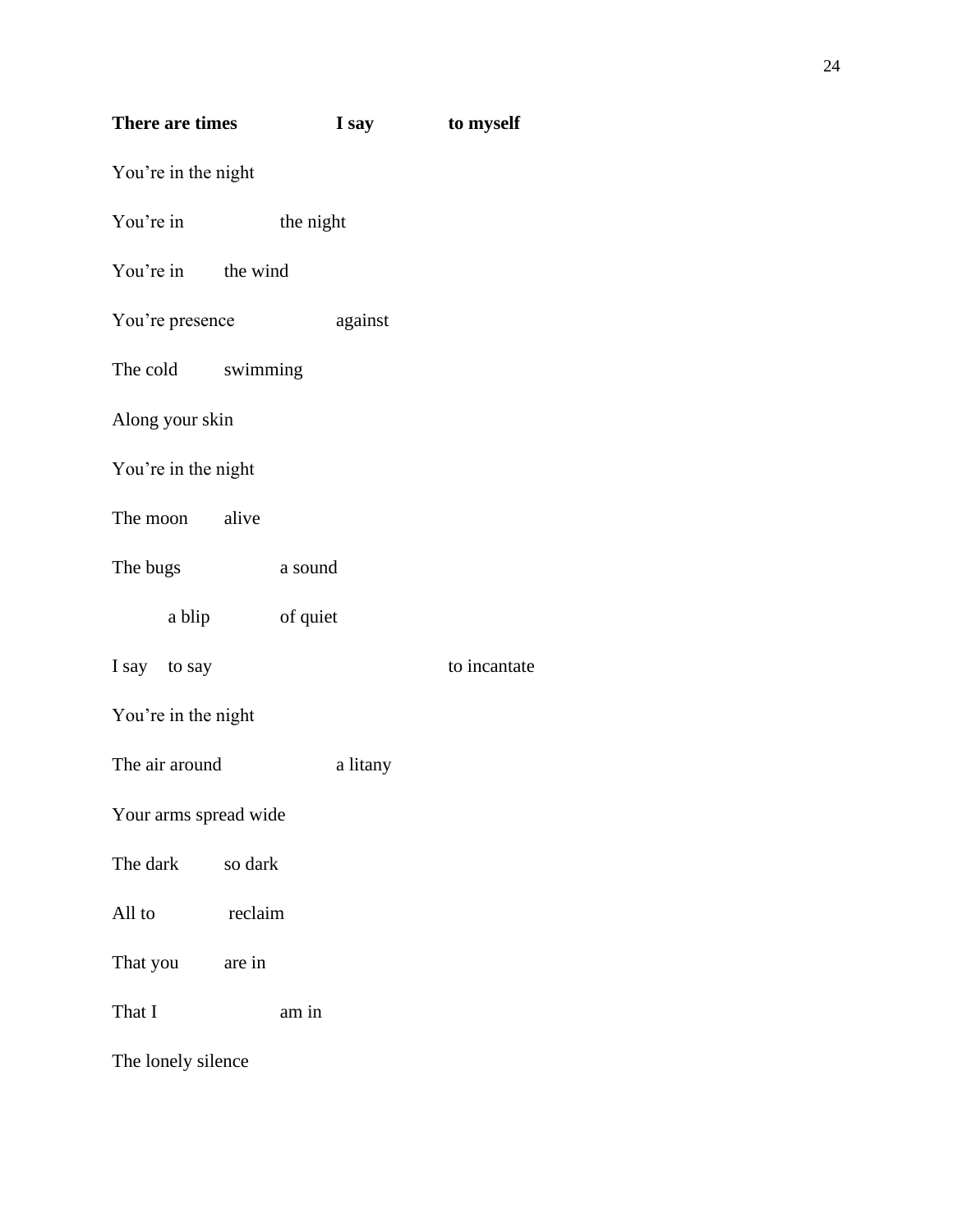**There are times&emsp;&emsp;&emsp;&emsp;I say&emsp;&emsp;&emsp;to myself**

You're in the night

You're in&emsp;&emsp;&emsp;&emsp;the night

You're in&emsp;&emsp;the wind

You're presence&emsp;&emsp;&emsp;&emsp;against

The cold&emsp;&emsp;swimming

Along your skin

You're in the night

The moon&emsp;&emsp;alive

The bugs&emsp;&emsp;&emsp;&emsp;a sound

&emsp;&emsp;a blip&emsp;&emsp;&emsp;of quiet

I say&emsp;to say&emsp;&emsp;&emsp;&emsp;&emsp;&emsp;&emsp;&emsp;&emsp;to incantate

You're in the night

The air around&emsp;&emsp;&emsp;&emsp;a litany

Your arms spread wide

The dark&emsp;&emsp;so dark

All to&emsp;&emsp;&emsp;reclaim

That you&emsp;&emsp;are in

That I&emsp;&emsp;&emsp;&emsp;&emsp;am in

The lonely silence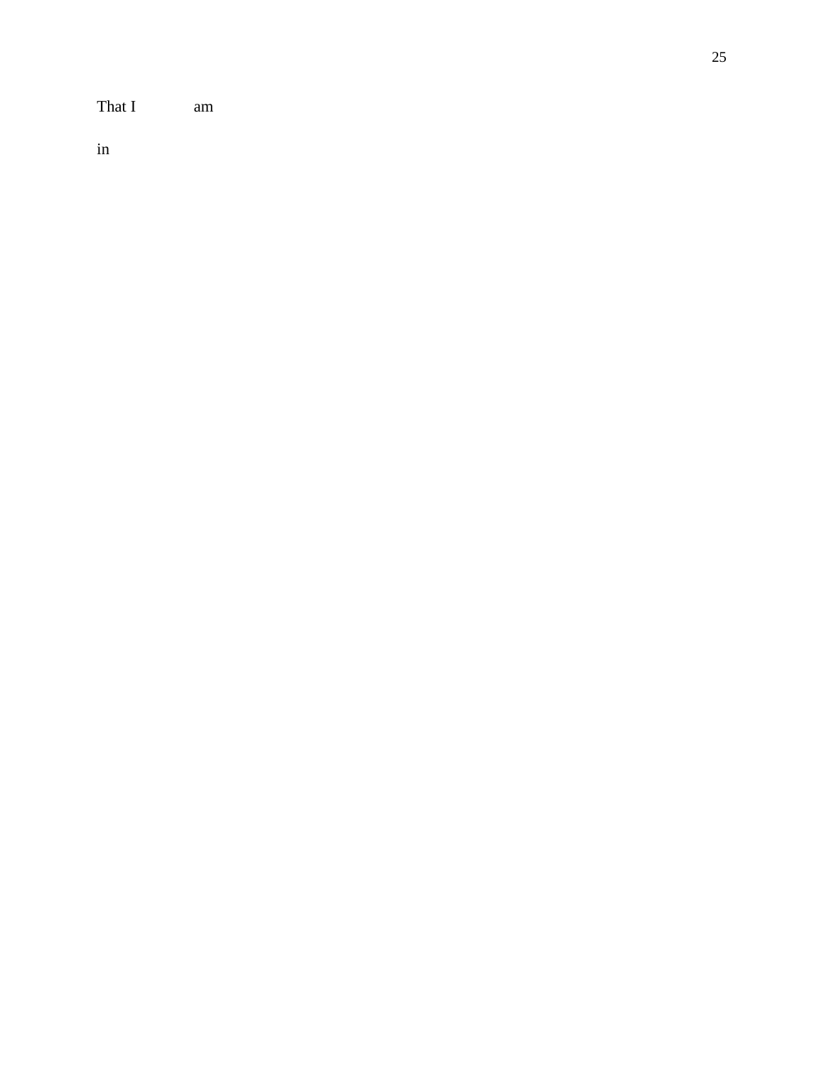That I am

in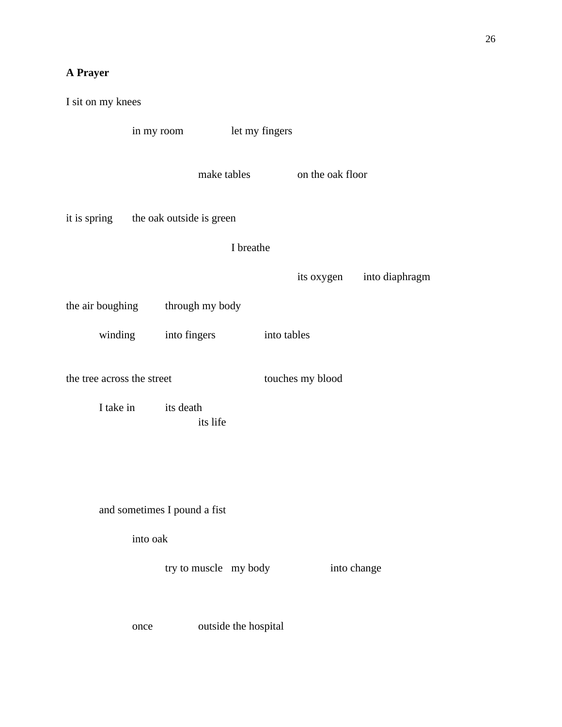**A Prayer**

I sit on my knees

&nbsp;&nbsp;&nbsp;&nbsp;&nbsp;&nbsp;&nbsp;&nbsp;&nbsp;&nbsp;&nbsp;&nbsp;&nbsp;&nbsp;&nbsp;&nbsp;in my room&nbsp;&nbsp;&nbsp;&nbsp;&nbsp;&nbsp;&nbsp;&nbsp;&nbsp;&nbsp;&nbsp;&nbsp;let my fingers

&nbsp;&nbsp;&nbsp;&nbsp;&nbsp;&nbsp;&nbsp;&nbsp;&nbsp;&nbsp;&nbsp;&nbsp;&nbsp;&nbsp;&nbsp;&nbsp;&nbsp;&nbsp;&nbsp;&nbsp;&nbsp;&nbsp;&nbsp;&nbsp;&nbsp;&nbsp;&nbsp;&nbsp;&nbsp;&nbsp;&nbsp;&nbsp;make tables&nbsp;&nbsp;&nbsp;&nbsp;&nbsp;&nbsp;&nbsp;&nbsp;&nbsp;&nbsp;&nbsp;&nbsp;on the oak floor

it is spring&nbsp;&nbsp;&nbsp;&nbsp;&nbsp;&nbsp;the oak outside is green

&nbsp;&nbsp;&nbsp;&nbsp;&nbsp;&nbsp;&nbsp;&nbsp;&nbsp;&nbsp;&nbsp;&nbsp;&nbsp;&nbsp;&nbsp;&nbsp;&nbsp;&nbsp;&nbsp;&nbsp;&nbsp;&nbsp;&nbsp;&nbsp;&nbsp;&nbsp;&nbsp;&nbsp;&nbsp;&nbsp;&nbsp;&nbsp;&nbsp;&nbsp;&nbsp;&nbsp;&nbsp;&nbsp;&nbsp;&nbsp;I breathe

&nbsp;&nbsp;&nbsp;&nbsp;&nbsp;&nbsp;&nbsp;&nbsp;&nbsp;&nbsp;&nbsp;&nbsp;&nbsp;&nbsp;&nbsp;&nbsp;&nbsp;&nbsp;&nbsp;&nbsp;&nbsp;&nbsp;&nbsp;&nbsp;&nbsp;&nbsp;&nbsp;&nbsp;&nbsp;&nbsp;&nbsp;&nbsp;&nbsp;&nbsp;&nbsp;&nbsp;&nbsp;&nbsp;&nbsp;&nbsp;&nbsp;&nbsp;&nbsp;&nbsp;&nbsp;&nbsp;&nbsp;&nbsp;&nbsp;&nbsp;&nbsp;&nbsp;&nbsp;&nbsp;&nbsp;&nbsp;its oxygen&nbsp;&nbsp;&nbsp;&nbsp;&nbsp;&nbsp;into diaphragm

the air boughing&nbsp;&nbsp;&nbsp;&nbsp;&nbsp;&nbsp;&nbsp;through my body

&nbsp;&nbsp;&nbsp;&nbsp;&nbsp;&nbsp;&nbsp;&nbsp;winding&nbsp;&nbsp;&nbsp;&nbsp;&nbsp;&nbsp;&nbsp;&nbsp;into fingers&nbsp;&nbsp;&nbsp;&nbsp;&nbsp;&nbsp;&nbsp;&nbsp;&nbsp;&nbsp;&nbsp;&nbsp;into tables

the tree across the street&nbsp;&nbsp;&nbsp;&nbsp;&nbsp;&nbsp;&nbsp;&nbsp;&nbsp;&nbsp;&nbsp;&nbsp;&nbsp;&nbsp;&nbsp;&nbsp;&nbsp;&nbsp;&nbsp;&nbsp;touches my blood

&nbsp;&nbsp;&nbsp;&nbsp;&nbsp;&nbsp;&nbsp;&nbsp;I take in&nbsp;&nbsp;&nbsp;&nbsp;&nbsp;&nbsp;&nbsp;&nbsp;its death
&nbsp;&nbsp;&nbsp;&nbsp;&nbsp;&nbsp;&nbsp;&nbsp;&nbsp;&nbsp;&nbsp;&nbsp;&nbsp;&nbsp;&nbsp;&nbsp;&nbsp;&nbsp;&nbsp;&nbsp;&nbsp;&nbsp;&nbsp;&nbsp;&nbsp;&nbsp;&nbsp;&nbsp;&nbsp;&nbsp;&nbsp;&nbsp;its life

&nbsp;&nbsp;&nbsp;&nbsp;&nbsp;&nbsp;&nbsp;&nbsp;and sometimes I pound a fist

&nbsp;&nbsp;&nbsp;&nbsp;&nbsp;&nbsp;&nbsp;&nbsp;&nbsp;&nbsp;&nbsp;&nbsp;&nbsp;&nbsp;&nbsp;&nbsp;into oak

&nbsp;&nbsp;&nbsp;&nbsp;&nbsp;&nbsp;&nbsp;&nbsp;&nbsp;&nbsp;&nbsp;&nbsp;&nbsp;&nbsp;&nbsp;&nbsp;&nbsp;&nbsp;&nbsp;&nbsp;&nbsp;&nbsp;&nbsp;&nbsp;try to muscle&nbsp;&nbsp;&nbsp;my body&nbsp;&nbsp;&nbsp;&nbsp;&nbsp;&nbsp;&nbsp;&nbsp;&nbsp;&nbsp;&nbsp;&nbsp;&nbsp;&nbsp;into change

&nbsp;&nbsp;&nbsp;&nbsp;&nbsp;&nbsp;&nbsp;&nbsp;&nbsp;&nbsp;&nbsp;&nbsp;&nbsp;&nbsp;&nbsp;&nbsp;once&nbsp;&nbsp;&nbsp;&nbsp;&nbsp;&nbsp;&nbsp;&nbsp;&nbsp;&nbsp;&nbsp;outside the hospital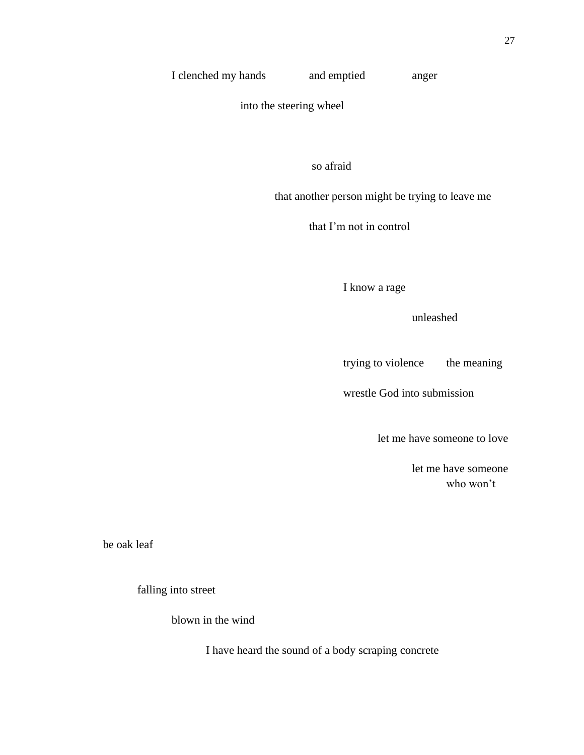I clenched my hands and emptied anger

into the steering wheel

so afraid

that another person might be trying to leave me

that I'm not in control

I know a rage

unleashed

trying to violence the meaning

wrestle God into submission

let me have someone to love

let me have someone
who won't

be oak leaf

falling into street

blown in the wind

I have heard the sound of a body scraping concrete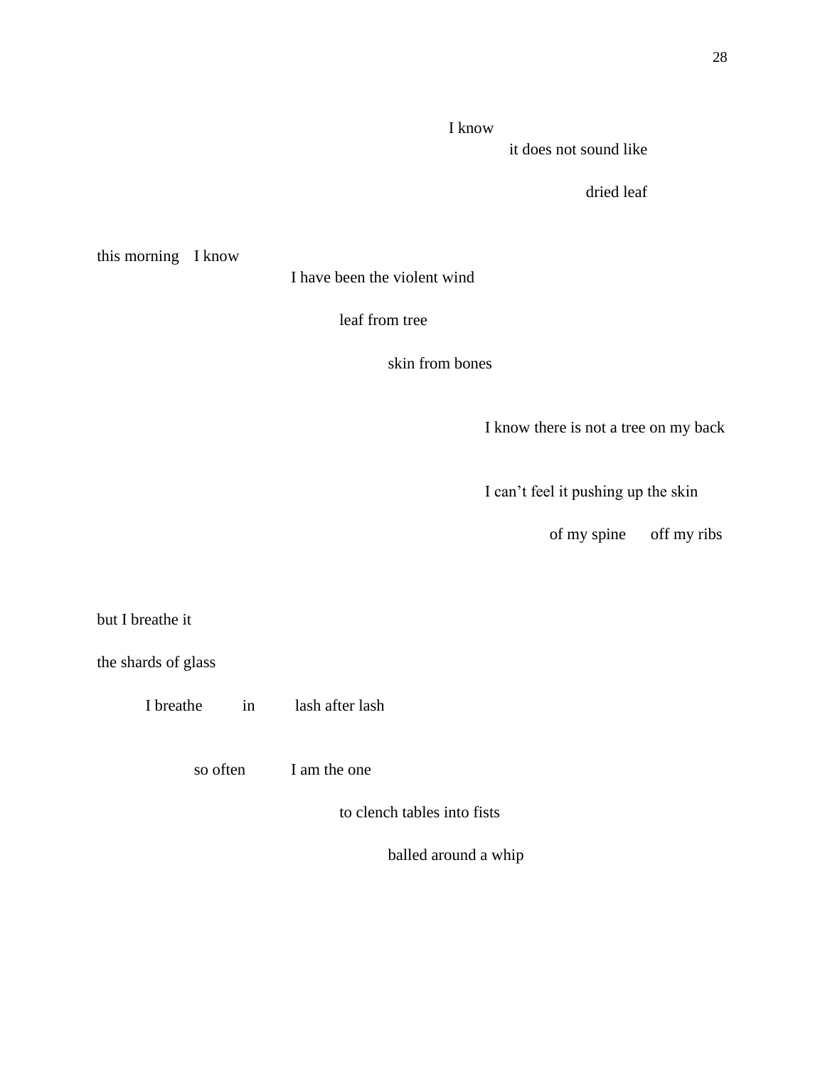I know
it does not sound like

dried leaf

this morning I know
I have been the violent wind

leaf from tree

skin from bones

I know there is not a tree on my back

I can't feel it pushing up the skin

of my spine off my ribs

but I breathe it

the shards of glass

I breathe in lash after lash

so often I am the one

to clench tables into fists

balled around a whip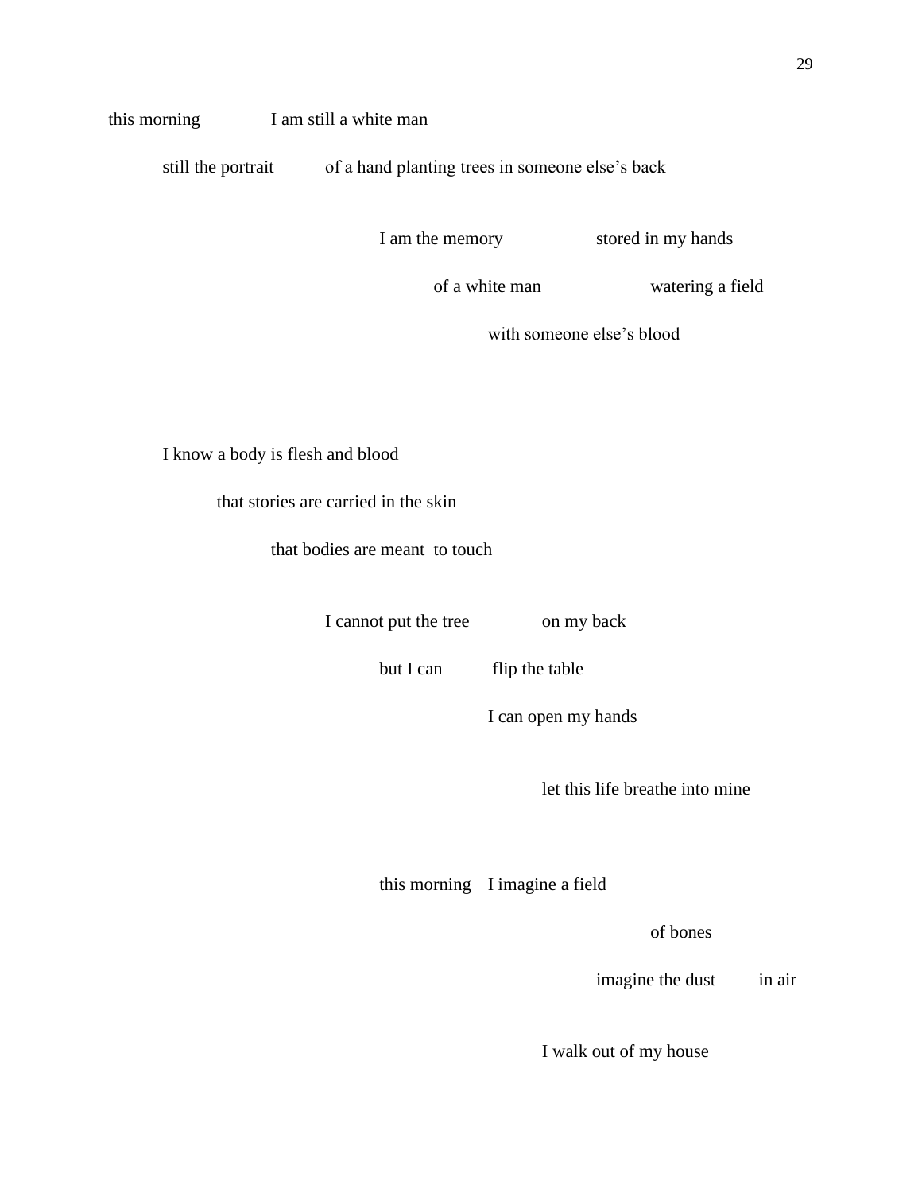this morning        I am still a white man

still the portrait      of a hand planting trees in someone else's back

I am the memory          stored in my hands

of a white man          watering a field

with someone else's blood

I know a body is flesh and blood

that stories are carried in the skin

that bodies are meant  to touch

I cannot put the tree        on my back

but I can      flip the table

I can open my hands

let this life breathe into mine

this morning   I imagine a field

of bones

imagine the dust      in air

I walk out of my house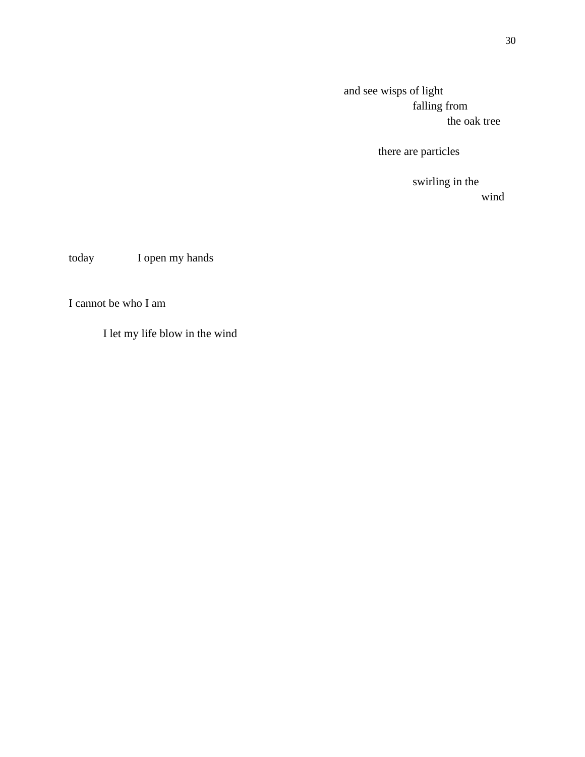and see wisps of light
falling from
the oak tree

there are particles

swirling in the
wind

today I open my hands

I cannot be who I am

I let my life blow in the wind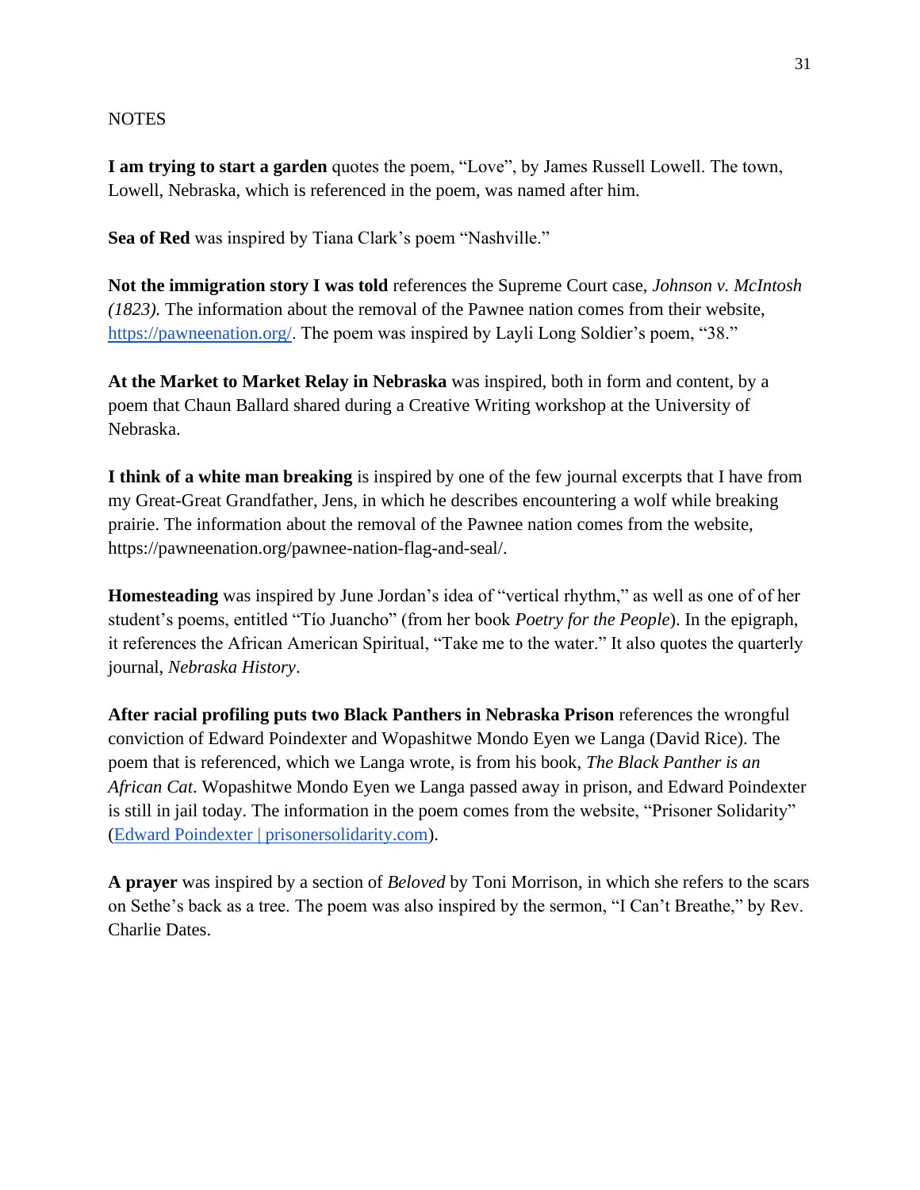NOTES

**I am trying to start a garden** quotes the poem, “Love”, by James Russell Lowell. The town, Lowell, Nebraska, which is referenced in the poem, was named after him.

**Sea of Red** was inspired by Tiana Clark’s poem “Nashville.”

**Not the immigration story I was told** references the Supreme Court case, *Johnson v. McIntosh (1823).* The information about the removal of the Pawnee nation comes from their website, https://pawneenation.org/. The poem was inspired by Layli Long Soldier’s poem, “38.”

**At the Market to Market Relay in Nebraska** was inspired, both in form and content, by a poem that Chaun Ballard shared during a Creative Writing workshop at the University of Nebraska.

**I think of a white man breaking** is inspired by one of the few journal excerpts that I have from my Great-Great Grandfather, Jens, in which he describes encountering a wolf while breaking prairie. The information about the removal of the Pawnee nation comes from the website, https://pawneenation.org/pawnee-nation-flag-and-seal/.

**Homesteading** was inspired by June Jordan’s idea of “vertical rhythm,” as well as one of of her student’s poems, entitled “Tío Juancho” (from her book *Poetry for the People*). In the epigraph, it references the African American Spiritual, “Take me to the water.” It also quotes the quarterly journal, *Nebraska History*.

**After racial profiling puts two Black Panthers in Nebraska Prison** references the wrongful conviction of Edward Poindexter and Wopashitwe Mondo Eyen we Langa (David Rice). The poem that is referenced, which we Langa wrote, is from his book, *The Black Panther is an African Cat*. Wopashitwe Mondo Eyen we Langa passed away in prison, and Edward Poindexter is still in jail today. The information in the poem comes from the website, “Prisoner Solidarity” (Edward Poindexter | prisonersolidarity.com).

**A prayer** was inspired by a section of *Beloved* by Toni Morrison, in which she refers to the scars on Sethe’s back as a tree. The poem was also inspired by the sermon, “I Can’t Breathe,” by Rev. Charlie Dates.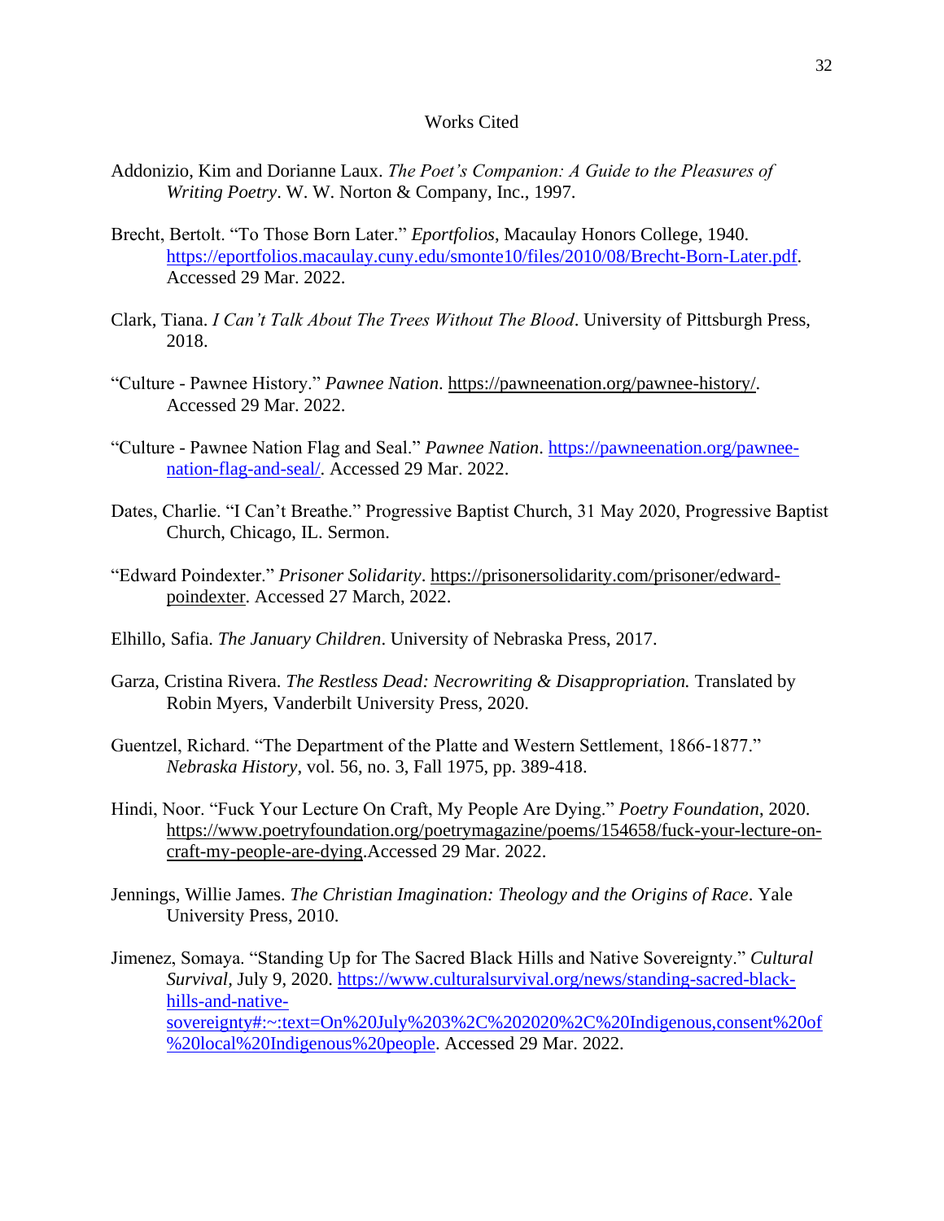# Works Cited

Addonizio, Kim and Dorianne Laux. *The Poet's Companion: A Guide to the Pleasures of Writing Poetry*. W. W. Norton & Company, Inc., 1997.

Brecht, Bertolt. "To Those Born Later." *Eportfolios*, Macaulay Honors College, 1940. https://eportfolios.macaulay.cuny.edu/smonte10/files/2010/08/Brecht-Born-Later.pdf. Accessed 29 Mar. 2022.

Clark, Tiana. *I Can't Talk About The Trees Without The Blood*. University of Pittsburgh Press, 2018.

"Culture - Pawnee History." *Pawnee Nation*. https://pawneenation.org/pawnee-history/. Accessed 29 Mar. 2022.

"Culture - Pawnee Nation Flag and Seal." *Pawnee Nation*. https://pawneenation.org/pawnee-nation-flag-and-seal/. Accessed 29 Mar. 2022.

Dates, Charlie. "I Can't Breathe." Progressive Baptist Church, 31 May 2020, Progressive Baptist Church, Chicago, IL. Sermon.

"Edward Poindexter." *Prisoner Solidarity*. https://prisonersolidarity.com/prisoner/edward-poindexter. Accessed 27 March, 2022.

Elhillo, Safia. *The January Children*. University of Nebraska Press, 2017.

Garza, Cristina Rivera. *The Restless Dead: Necrowriting & Disappropriation.* Translated by Robin Myers, Vanderbilt University Press, 2020.

Guentzel, Richard. "The Department of the Platte and Western Settlement, 1866-1877." *Nebraska History*, vol. 56, no. 3, Fall 1975, pp. 389-418.

Hindi, Noor. "Fuck Your Lecture On Craft, My People Are Dying." *Poetry Foundation*, 2020. https://www.poetryfoundation.org/poetrymagazine/poems/154658/fuck-your-lecture-on-craft-my-people-are-dying.Accessed 29 Mar. 2022.

Jennings, Willie James. *The Christian Imagination: Theology and the Origins of Race*. Yale University Press, 2010.

Jimenez, Somaya. "Standing Up for The Sacred Black Hills and Native Sovereignty." *Cultural Survival,* July 9, 2020. https://www.culturalsurvival.org/news/standing-sacred-black-hills-and-native-sovereignty#:~:text=On%20July%203%2C%202020%2C%20Indigenous,consent%20of%20local%20Indigenous%20people. Accessed 29 Mar. 2022.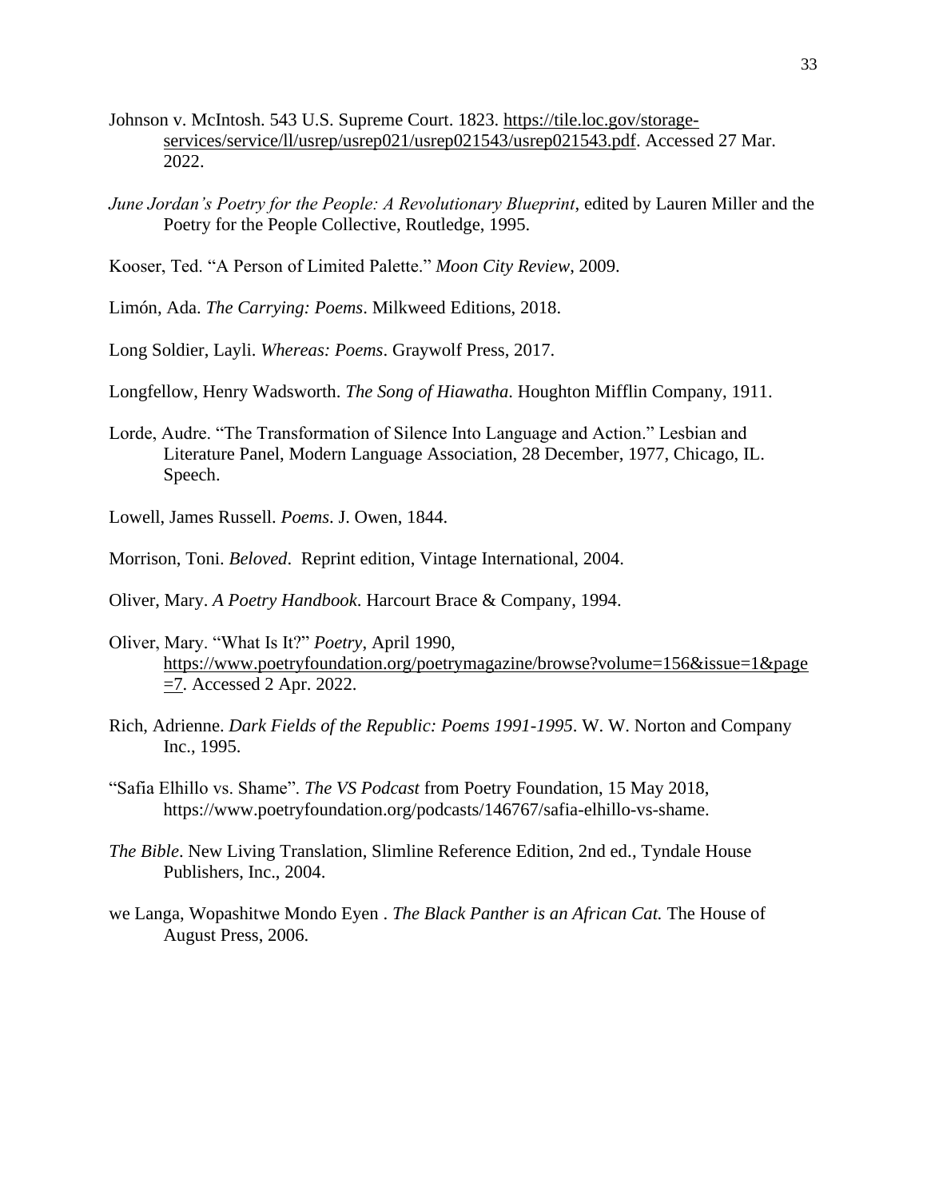Johnson v. McIntosh. 543 U.S. Supreme Court. 1823. https://tile.loc.gov/storage-services/service/ll/usrep/usrep021/usrep021543/usrep021543.pdf. Accessed 27 Mar. 2022.

*June Jordan's Poetry for the People: A Revolutionary Blueprint*, edited by Lauren Miller and the Poetry for the People Collective, Routledge, 1995.

Kooser, Ted. "A Person of Limited Palette." *Moon City Review*, 2009.

Limón, Ada. *The Carrying: Poems*. Milkweed Editions, 2018.

Long Soldier, Layli. *Whereas: Poems*. Graywolf Press, 2017.

Longfellow, Henry Wadsworth. *The Song of Hiawatha*. Houghton Mifflin Company, 1911.

Lorde, Audre. "The Transformation of Silence Into Language and Action." Lesbian and Literature Panel, Modern Language Association, 28 December, 1977, Chicago, IL. Speech.

Lowell, James Russell. *Poems*. J. Owen, 1844.

Morrison, Toni. *Beloved*. Reprint edition, Vintage International, 2004.

Oliver, Mary. *A Poetry Handbook*. Harcourt Brace & Company, 1994.

Oliver, Mary. "What Is It?" *Poetry*, April 1990, https://www.poetryfoundation.org/poetrymagazine/browse?volume=156&issue=1&page=7. Accessed 2 Apr. 2022.

Rich, Adrienne. *Dark Fields of the Republic: Poems 1991-1995*. W. W. Norton and Company Inc., 1995.

"Safia Elhillo vs. Shame". *The VS Podcast* from Poetry Foundation, 15 May 2018, https://www.poetryfoundation.org/podcasts/146767/safia-elhillo-vs-shame.

*The Bible*. New Living Translation, Slimline Reference Edition, 2nd ed., Tyndale House Publishers, Inc., 2004.

we Langa, Wopashitwe Mondo Eyen . *The Black Panther is an African Cat.* The House of August Press, 2006.